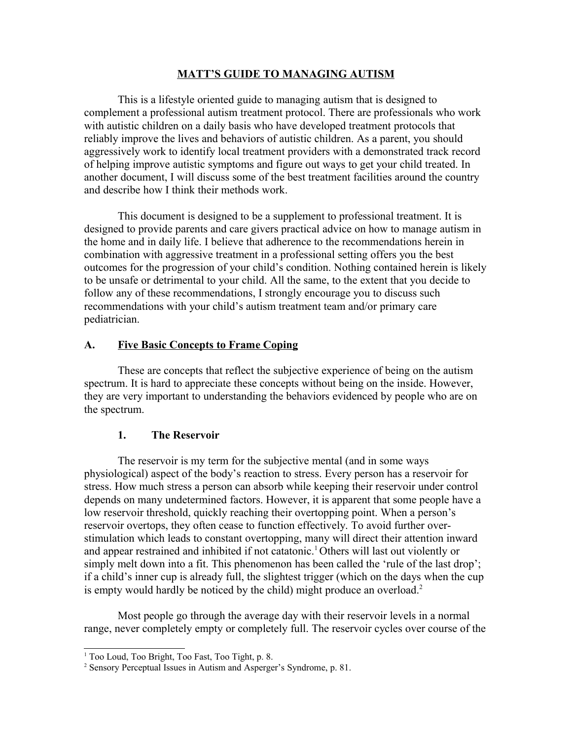# MATT'S GUIDE TO MANAGING AUTISM

This is a lifestyle oriented guide to managing autism that is designed to complement a professional autism treatment protocol. There are professionals who work with autistic children on a daily basis who have developed treatment protocols that reliably improve the lives and behaviors of autistic children. As a parent, you should aggressively work to identify local treatment providers with a demonstrated track record of helping improve autistic symptoms and figure out ways to get your child treated. In another document, I will discuss some of the best treatment facilities around the country and describe how I think their methods work.

This document is designed to be a supplement to professional treatment. It is designed to provide parents and care givers practical advice on how to manage autism in the home and in daily life. I believe that adherence to the recommendations herein in combination with aggressive treatment in a professional setting offers you the best outcomes for the progression of your child's condition. Nothing contained herein is likely to be unsafe or detrimental to your child. All the same, to the extent that you decide to follow any of these recommendations, I strongly encourage you to discuss such recommendations with your child's autism treatment team and/or primary care pediatrician.

## A. Five Basic Concepts to Frame Coping

These are concepts that reflect the subjective experience of being on the autism spectrum. It is hard to appreciate these concepts without being on the inside. However, they are very important to understanding the behaviors evidenced by people who are on the spectrum.

### 1. The Reservoir

The reservoir is my term for the subjective mental (and in some ways physiological) aspect of the body's reaction to stress. Every person has a reservoir for stress. How much stress a person can absorb while keeping their reservoir under control depends on many undetermined factors. However, it is apparent that some people have a low reservoir threshold, quickly reaching their overtopping point. When a person's reservoir overtops, they often cease to function effectively. To avoid further over-stimulation which leads to constant overtopping, many will direct their attention inward and appear restrained and inhibited if not catatonic.[1] Others will last out violently or simply melt down into a fit. This phenomenon has been called the 'rule of the last drop'; if a child's inner cup is already full, the slightest trigger (which on the days when the cup is empty would hardly be noticed by the child) might produce an overload.[2]

Most people go through the average day with their reservoir levels in a normal range, never completely empty or completely full. The reservoir cycles over course of the

---

[1] Too Loud, Too Bright, Too Fast, Too Tight, p. 8.

[2] Sensory Perceptual Issues in Autism and Asperger's Syndrome, p. 81.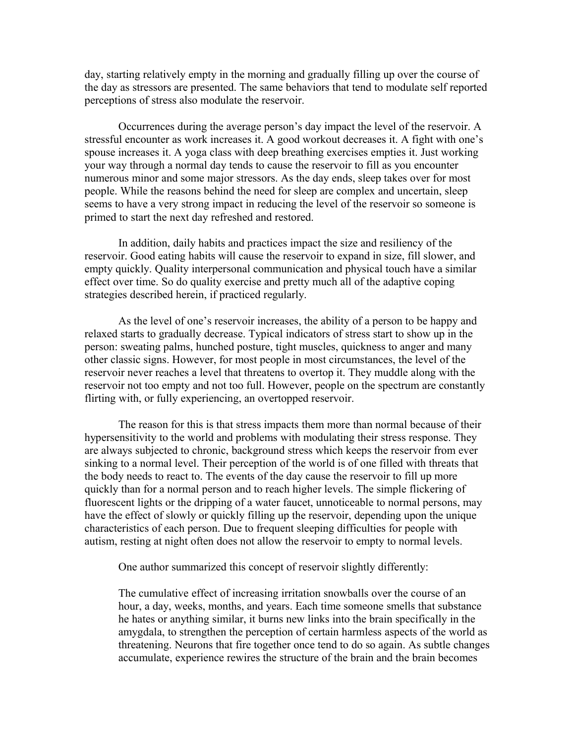day, starting relatively empty in the morning and gradually filling up over the course of the day as stressors are presented. The same behaviors that tend to modulate self reported perceptions of stress also modulate the reservoir.

Occurrences during the average person's day impact the level of the reservoir. A stressful encounter as work increases it. A good workout decreases it. A fight with one's spouse increases it. A yoga class with deep breathing exercises empties it. Just working your way through a normal day tends to cause the reservoir to fill as you encounter numerous minor and some major stressors. As the day ends, sleep takes over for most people. While the reasons behind the need for sleep are complex and uncertain, sleep seems to have a very strong impact in reducing the level of the reservoir so someone is primed to start the next day refreshed and restored.

In addition, daily habits and practices impact the size and resiliency of the reservoir. Good eating habits will cause the reservoir to expand in size, fill slower, and empty quickly. Quality interpersonal communication and physical touch have a similar effect over time. So do quality exercise and pretty much all of the adaptive coping strategies described herein, if practiced regularly.

As the level of one's reservoir increases, the ability of a person to be happy and relaxed starts to gradually decrease. Typical indicators of stress start to show up in the person: sweating palms, hunched posture, tight muscles, quickness to anger and many other classic signs. However, for most people in most circumstances, the level of the reservoir never reaches a level that threatens to overtop it. They muddle along with the reservoir not too empty and not too full. However, people on the spectrum are constantly flirting with, or fully experiencing, an overtopped reservoir.

The reason for this is that stress impacts them more than normal because of their hypersensitivity to the world and problems with modulating their stress response. They are always subjected to chronic, background stress which keeps the reservoir from ever sinking to a normal level. Their perception of the world is of one filled with threats that the body needs to react to. The events of the day cause the reservoir to fill up more quickly than for a normal person and to reach higher levels. The simple flickering of fluorescent lights or the dripping of a water faucet, unnoticeable to normal persons, may have the effect of slowly or quickly filling up the reservoir, depending upon the unique characteristics of each person. Due to frequent sleeping difficulties for people with autism, resting at night often does not allow the reservoir to empty to normal levels.

One author summarized this concept of reservoir slightly differently:

> The cumulative effect of increasing irritation snowballs over the course of an hour, a day, weeks, months, and years. Each time someone smells that substance he hates or anything similar, it burns new links into the brain specifically in the amygdala, to strengthen the perception of certain harmless aspects of the world as threatening. Neurons that fire together once tend to do so again. As subtle changes accumulate, experience rewires the structure of the brain and the brain becomes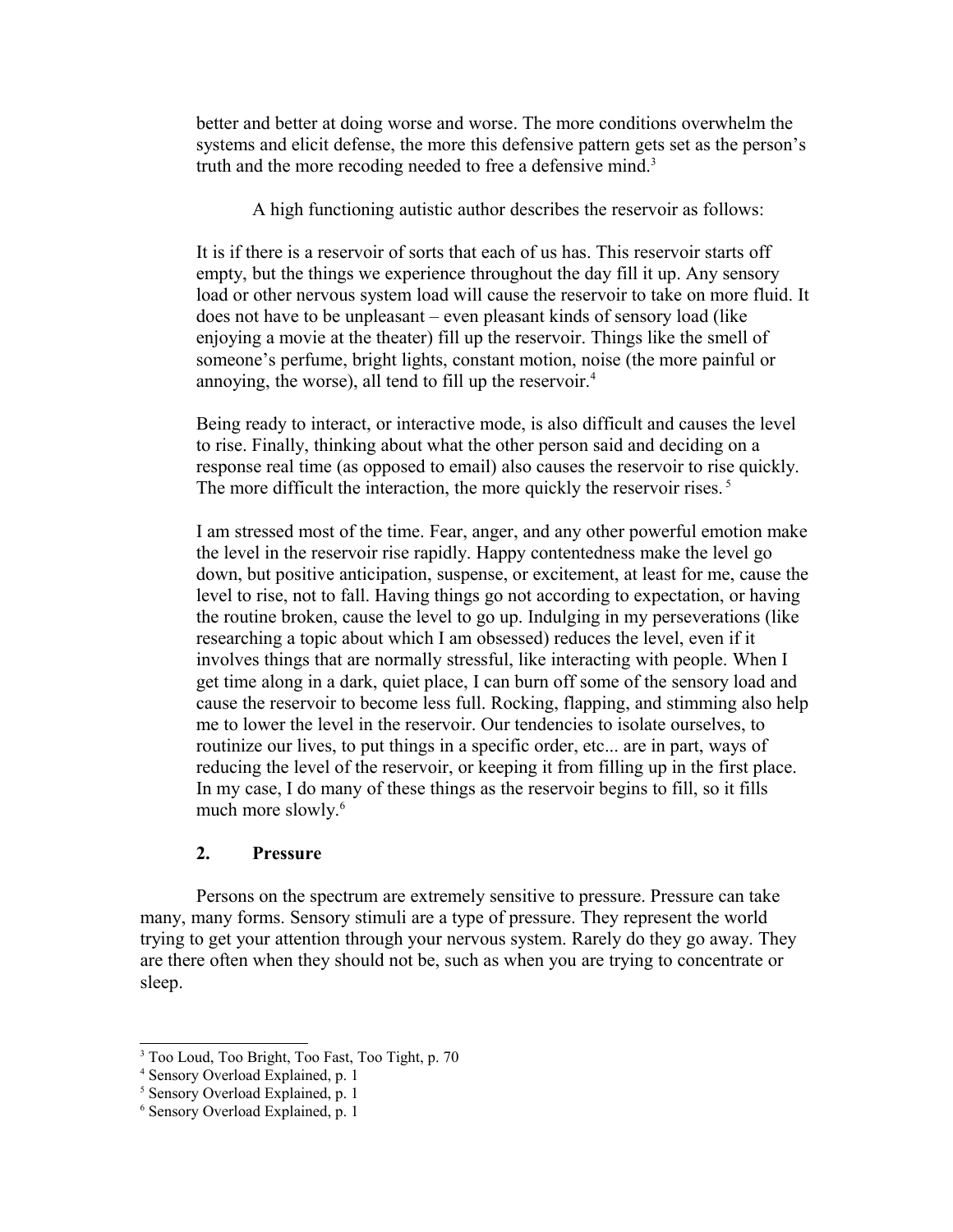better and better at doing worse and worse. The more conditions overwhelm the systems and elicit defense, the more this defensive pattern gets set as the person's truth and the more recoding needed to free a defensive mind.[3]

A high functioning autistic author describes the reservoir as follows:

> It is if there is a reservoir of sorts that each of us has. This reservoir starts off empty, but the things we experience throughout the day fill it up. Any sensory load or other nervous system load will cause the reservoir to take on more fluid. It does not have to be unpleasant – even pleasant kinds of sensory load (like enjoying a movie at the theater) fill up the reservoir. Things like the smell of someone's perfume, bright lights, constant motion, noise (the more painful or annoying, the worse), all tend to fill up the reservoir.[4]
>
> Being ready to interact, or interactive mode, is also difficult and causes the level to rise. Finally, thinking about what the other person said and deciding on a response real time (as opposed to email) also causes the reservoir to rise quickly. The more difficult the interaction, the more quickly the reservoir rises. [5]
>
> I am stressed most of the time. Fear, anger, and any other powerful emotion make the level in the reservoir rise rapidly. Happy contentedness make the level go down, but positive anticipation, suspense, or excitement, at least for me, cause the level to rise, not to fall. Having things go not according to expectation, or having the routine broken, cause the level to go up. Indulging in my perseverations (like researching a topic about which I am obsessed) reduces the level, even if it involves things that are normally stressful, like interacting with people. When I get time along in a dark, quiet place, I can burn off some of the sensory load and cause the reservoir to become less full. Rocking, flapping, and stimming also help me to lower the level in the reservoir. Our tendencies to isolate ourselves, to routinize our lives, to put things in a specific order, etc... are in part, ways of reducing the level of the reservoir, or keeping it from filling up in the first place. In my case, I do many of these things as the reservoir begins to fill, so it fills much more slowly.[6]

**2. Pressure**

Persons on the spectrum are extremely sensitive to pressure. Pressure can take many, many forms. Sensory stimuli are a type of pressure. They represent the world trying to get your attention through your nervous system. Rarely do they go away. They are there often when they should not be, such as when you are trying to concentrate or sleep.

---

[3] Too Loud, Too Bright, Too Fast, Too Tight, p. 70

[4] Sensory Overload Explained, p. 1

[5] Sensory Overload Explained, p. 1

[6] Sensory Overload Explained, p. 1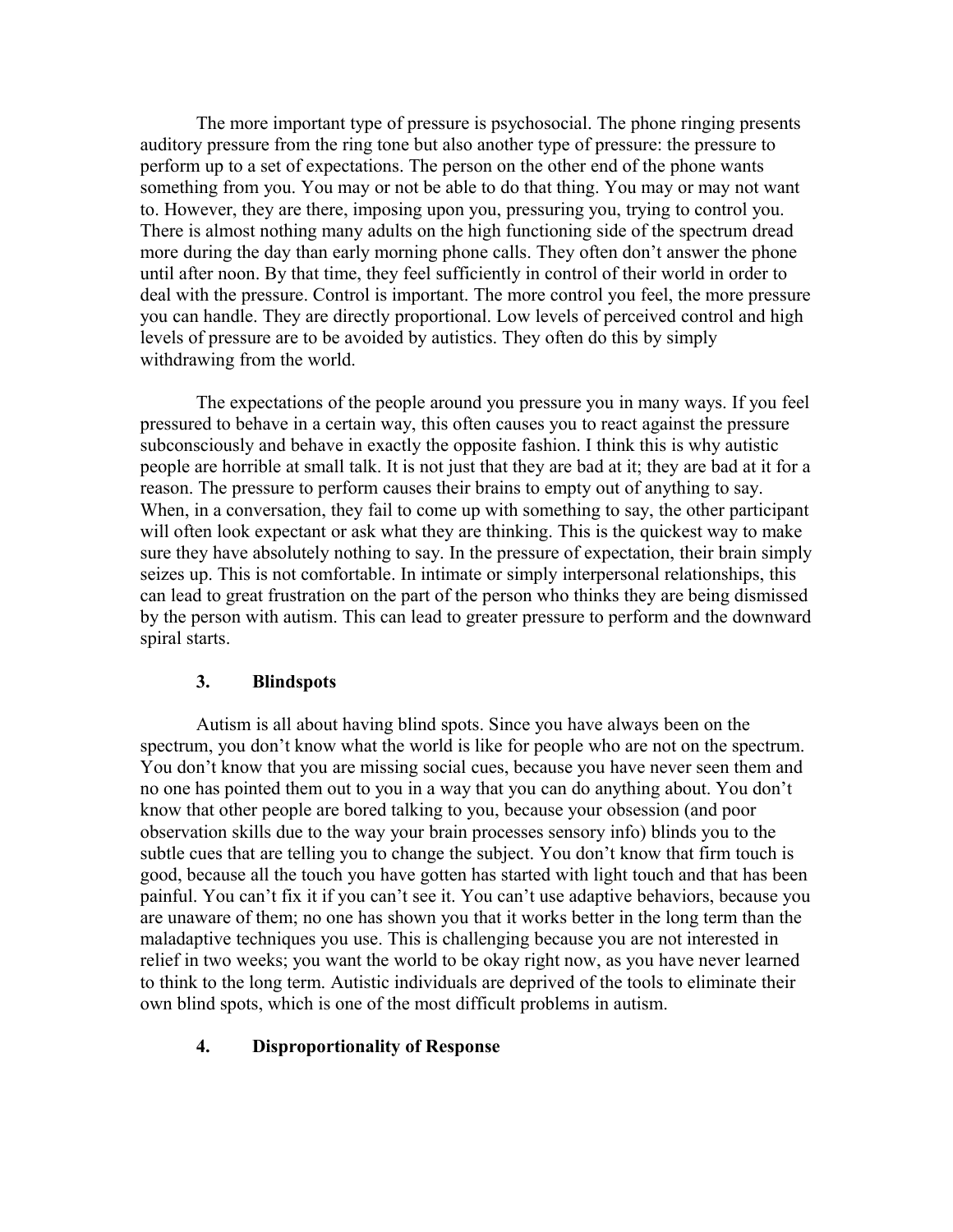The more important type of pressure is psychosocial. The phone ringing presents auditory pressure from the ring tone but also another type of pressure: the pressure to perform up to a set of expectations. The person on the other end of the phone wants something from you. You may or not be able to do that thing. You may or may not want to. However, they are there, imposing upon you, pressuring you, trying to control you. There is almost nothing many adults on the high functioning side of the spectrum dread more during the day than early morning phone calls. They often don't answer the phone until after noon. By that time, they feel sufficiently in control of their world in order to deal with the pressure. Control is important. The more control you feel, the more pressure you can handle. They are directly proportional. Low levels of perceived control and high levels of pressure are to be avoided by autistics. They often do this by simply withdrawing from the world.

The expectations of the people around you pressure you in many ways. If you feel pressured to behave in a certain way, this often causes you to react against the pressure subconsciously and behave in exactly the opposite fashion. I think this is why autistic people are horrible at small talk. It is not just that they are bad at it; they are bad at it for a reason. The pressure to perform causes their brains to empty out of anything to say. When, in a conversation, they fail to come up with something to say, the other participant will often look expectant or ask what they are thinking. This is the quickest way to make sure they have absolutely nothing to say. In the pressure of expectation, their brain simply seizes up. This is not comfortable. In intimate or simply interpersonal relationships, this can lead to great frustration on the part of the person who thinks they are being dismissed by the person with autism. This can lead to greater pressure to perform and the downward spiral starts.

### 3. Blindspots

Autism is all about having blind spots. Since you have always been on the spectrum, you don't know what the world is like for people who are not on the spectrum. You don't know that you are missing social cues, because you have never seen them and no one has pointed them out to you in a way that you can do anything about. You don't know that other people are bored talking to you, because your obsession (and poor observation skills due to the way your brain processes sensory info) blinds you to the subtle cues that are telling you to change the subject. You don't know that firm touch is good, because all the touch you have gotten has started with light touch and that has been painful. You can't fix it if you can't see it. You can't use adaptive behaviors, because you are unaware of them; no one has shown you that it works better in the long term than the maladaptive techniques you use. This is challenging because you are not interested in relief in two weeks; you want the world to be okay right now, as you have never learned to think to the long term. Autistic individuals are deprived of the tools to eliminate their own blind spots, which is one of the most difficult problems in autism.

### 4. Disproportionality of Response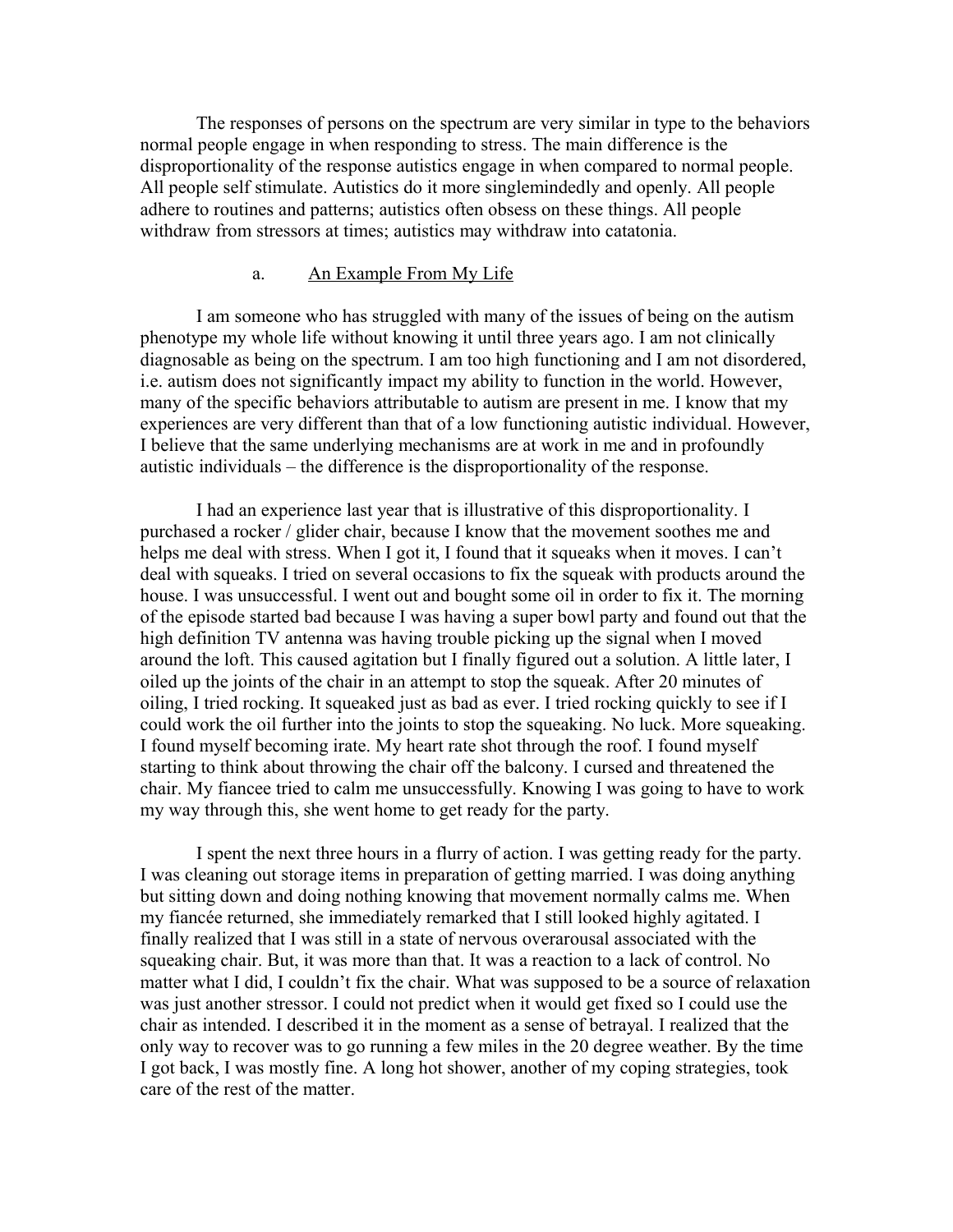The responses of persons on the spectrum are very similar in type to the behaviors normal people engage in when responding to stress. The main difference is the disproportionality of the response autistics engage in when compared to normal people. All people self stimulate. Autistics do it more singlemindedly and openly. All people adhere to routines and patterns; autistics often obsess on these things. All people withdraw from stressors at times; autistics may withdraw into catatonia.

### a. <u>An Example From My Life</u>

I am someone who has struggled with many of the issues of being on the autism phenotype my whole life without knowing it until three years ago. I am not clinically diagnosable as being on the spectrum. I am too high functioning and I am not disordered, i.e. autism does not significantly impact my ability to function in the world. However, many of the specific behaviors attributable to autism are present in me. I know that my experiences are very different than that of a low functioning autistic individual. However, I believe that the same underlying mechanisms are at work in me and in profoundly autistic individuals – the difference is the disproportionality of the response.

I had an experience last year that is illustrative of this disproportionality. I purchased a rocker / glider chair, because I know that the movement soothes me and helps me deal with stress. When I got it, I found that it squeaks when it moves. I can't deal with squeaks. I tried on several occasions to fix the squeak with products around the house. I was unsuccessful. I went out and bought some oil in order to fix it. The morning of the episode started bad because I was having a super bowl party and found out that the high definition TV antenna was having trouble picking up the signal when I moved around the loft. This caused agitation but I finally figured out a solution. A little later, I oiled up the joints of the chair in an attempt to stop the squeak. After 20 minutes of oiling, I tried rocking. It squeaked just as bad as ever. I tried rocking quickly to see if I could work the oil further into the joints to stop the squeaking. No luck. More squeaking. I found myself becoming irate. My heart rate shot through the roof. I found myself starting to think about throwing the chair off the balcony. I cursed and threatened the chair. My fiancee tried to calm me unsuccessfully. Knowing I was going to have to work my way through this, she went home to get ready for the party.

I spent the next three hours in a flurry of action. I was getting ready for the party. I was cleaning out storage items in preparation of getting married. I was doing anything but sitting down and doing nothing knowing that movement normally calms me. When my fiancée returned, she immediately remarked that I still looked highly agitated. I finally realized that I was still in a state of nervous overarousal associated with the squeaking chair. But, it was more than that. It was a reaction to a lack of control. No matter what I did, I couldn't fix the chair. What was supposed to be a source of relaxation was just another stressor. I could not predict when it would get fixed so I could use the chair as intended. I described it in the moment as a sense of betrayal. I realized that the only way to recover was to go running a few miles in the 20 degree weather. By the time I got back, I was mostly fine. A long hot shower, another of my coping strategies, took care of the rest of the matter.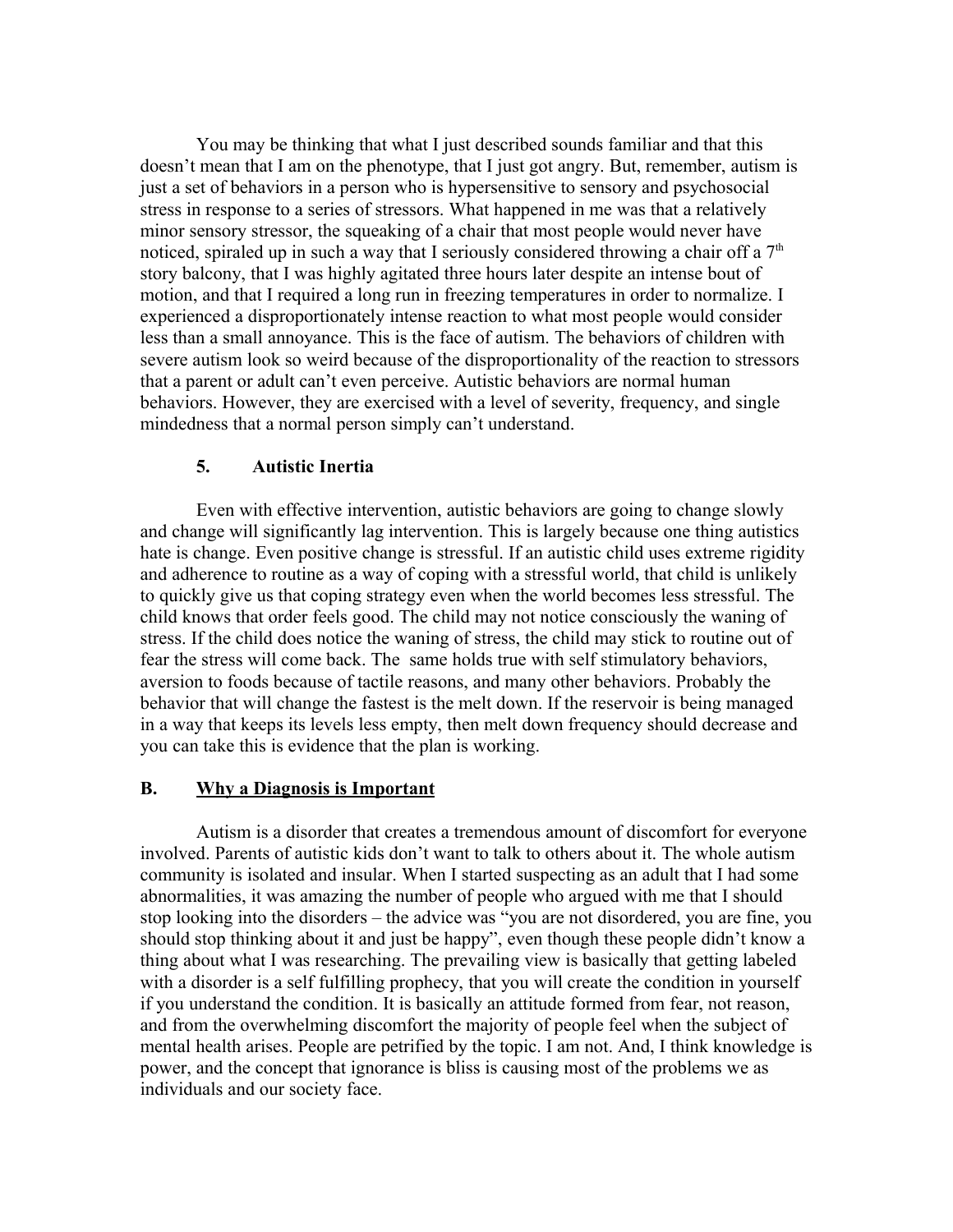You may be thinking that what I just described sounds familiar and that this doesn't mean that I am on the phenotype, that I just got angry. But, remember, autism is just a set of behaviors in a person who is hypersensitive to sensory and psychosocial stress in response to a series of stressors. What happened in me was that a relatively minor sensory stressor, the squeaking of a chair that most people would never have noticed, spiraled up in such a way that I seriously considered throwing a chair off a 7th story balcony, that I was highly agitated three hours later despite an intense bout of motion, and that I required a long run in freezing temperatures in order to normalize. I experienced a disproportionately intense reaction to what most people would consider less than a small annoyance. This is the face of autism. The behaviors of children with severe autism look so weird because of the disproportionality of the reaction to stressors that a parent or adult can't even perceive. Autistic behaviors are normal human behaviors. However, they are exercised with a level of severity, frequency, and single mindedness that a normal person simply can't understand.

### 5. Autistic Inertia

Even with effective intervention, autistic behaviors are going to change slowly and change will significantly lag intervention. This is largely because one thing autistics hate is change. Even positive change is stressful. If an autistic child uses extreme rigidity and adherence to routine as a way of coping with a stressful world, that child is unlikely to quickly give us that coping strategy even when the world becomes less stressful. The child knows that order feels good. The child may not notice consciously the waning of stress. If the child does notice the waning of stress, the child may stick to routine out of fear the stress will come back. The same holds true with self stimulatory behaviors, aversion to foods because of tactile reasons, and many other behaviors. Probably the behavior that will change the fastest is the melt down. If the reservoir is being managed in a way that keeps its levels less empty, then melt down frequency should decrease and you can take this is evidence that the plan is working.

## B. Why a Diagnosis is Important

Autism is a disorder that creates a tremendous amount of discomfort for everyone involved. Parents of autistic kids don't want to talk to others about it. The whole autism community is isolated and insular. When I started suspecting as an adult that I had some abnormalities, it was amazing the number of people who argued with me that I should stop looking into the disorders – the advice was "you are not disordered, you are fine, you should stop thinking about it and just be happy", even though these people didn't know a thing about what I was researching. The prevailing view is basically that getting labeled with a disorder is a self fulfilling prophecy, that you will create the condition in yourself if you understand the condition. It is basically an attitude formed from fear, not reason, and from the overwhelming discomfort the majority of people feel when the subject of mental health arises. People are petrified by the topic. I am not. And, I think knowledge is power, and the concept that ignorance is bliss is causing most of the problems we as individuals and our society face.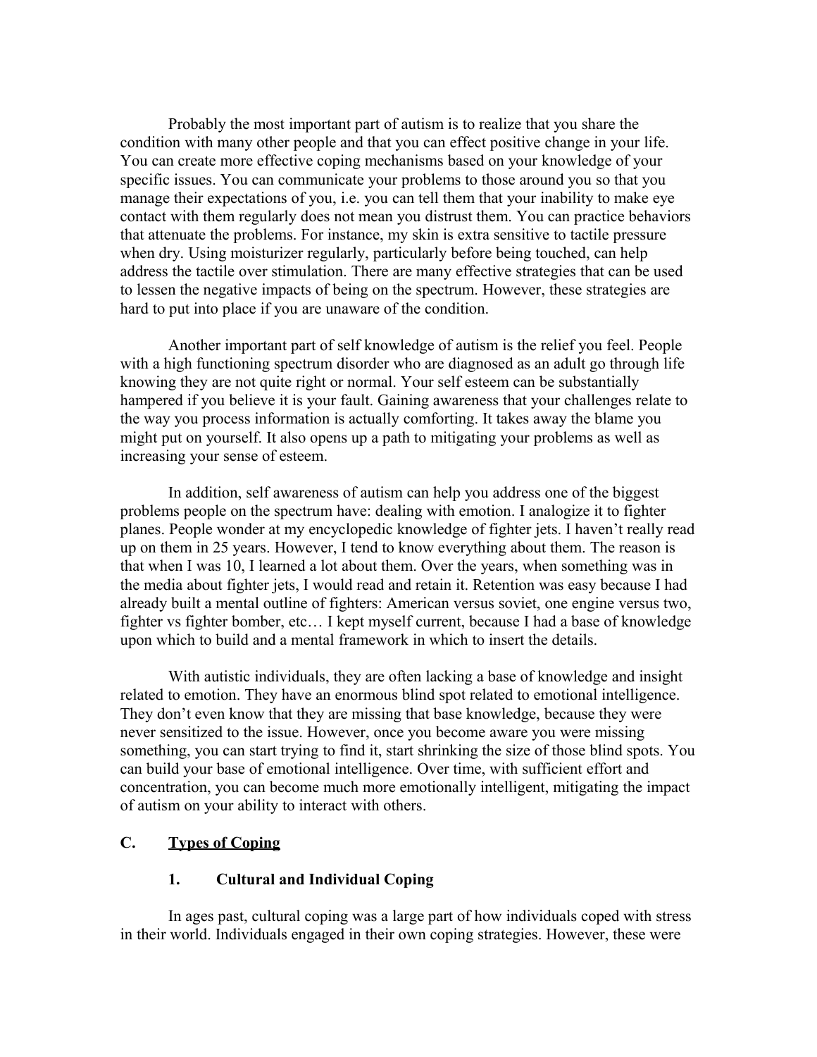Probably the most important part of autism is to realize that you share the condition with many other people and that you can effect positive change in your life. You can create more effective coping mechanisms based on your knowledge of your specific issues. You can communicate your problems to those around you so that you manage their expectations of you, i.e. you can tell them that your inability to make eye contact with them regularly does not mean you distrust them. You can practice behaviors that attenuate the problems. For instance, my skin is extra sensitive to tactile pressure when dry. Using moisturizer regularly, particularly before being touched, can help address the tactile over stimulation. There are many effective strategies that can be used to lessen the negative impacts of being on the spectrum. However, these strategies are hard to put into place if you are unaware of the condition.

Another important part of self knowledge of autism is the relief you feel. People with a high functioning spectrum disorder who are diagnosed as an adult go through life knowing they are not quite right or normal. Your self esteem can be substantially hampered if you believe it is your fault. Gaining awareness that your challenges relate to the way you process information is actually comforting. It takes away the blame you might put on yourself. It also opens up a path to mitigating your problems as well as increasing your sense of esteem.

In addition, self awareness of autism can help you address one of the biggest problems people on the spectrum have: dealing with emotion. I analogize it to fighter planes. People wonder at my encyclopedic knowledge of fighter jets. I haven't really read up on them in 25 years. However, I tend to know everything about them. The reason is that when I was 10, I learned a lot about them. Over the years, when something was in the media about fighter jets, I would read and retain it. Retention was easy because I had already built a mental outline of fighters: American versus soviet, one engine versus two, fighter vs fighter bomber, etc… I kept myself current, because I had a base of knowledge upon which to build and a mental framework in which to insert the details.

With autistic individuals, they are often lacking a base of knowledge and insight related to emotion. They have an enormous blind spot related to emotional intelligence. They don't even know that they are missing that base knowledge, because they were never sensitized to the issue. However, once you become aware you were missing something, you can start trying to find it, start shrinking the size of those blind spots. You can build your base of emotional intelligence. Over time, with sufficient effort and concentration, you can become much more emotionally intelligent, mitigating the impact of autism on your ability to interact with others.

## C. <u>Types of Coping</u>

### 1. Cultural and Individual Coping

In ages past, cultural coping was a large part of how individuals coped with stress in their world. Individuals engaged in their own coping strategies. However, these were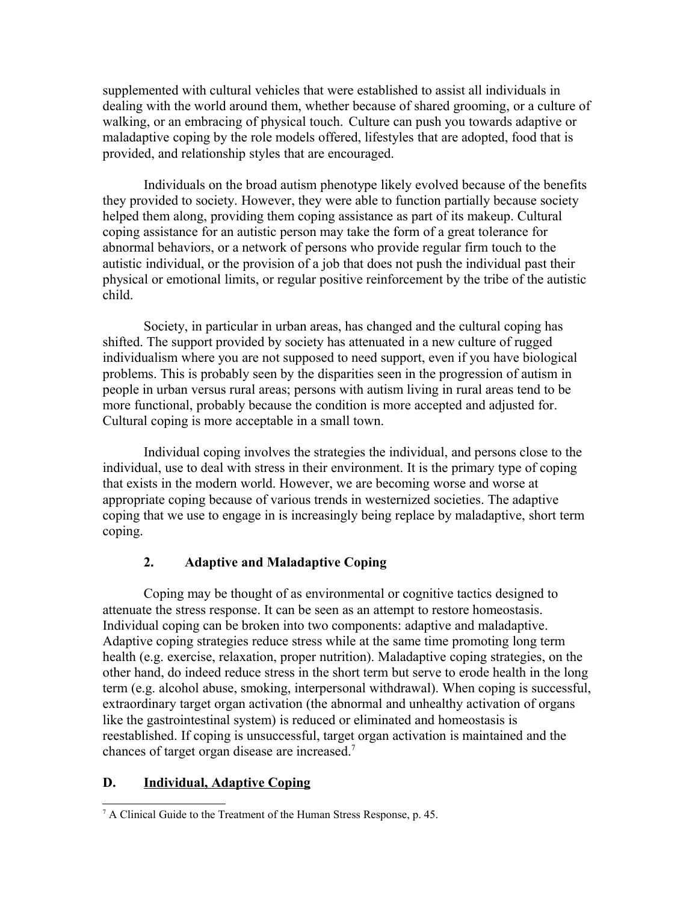supplemented with cultural vehicles that were established to assist all individuals in dealing with the world around them, whether because of shared grooming, or a culture of walking, or an embracing of physical touch. Culture can push you towards adaptive or maladaptive coping by the role models offered, lifestyles that are adopted, food that is provided, and relationship styles that are encouraged.

Individuals on the broad autism phenotype likely evolved because of the benefits they provided to society. However, they were able to function partially because society helped them along, providing them coping assistance as part of its makeup. Cultural coping assistance for an autistic person may take the form of a great tolerance for abnormal behaviors, or a network of persons who provide regular firm touch to the autistic individual, or the provision of a job that does not push the individual past their physical or emotional limits, or regular positive reinforcement by the tribe of the autistic child.

Society, in particular in urban areas, has changed and the cultural coping has shifted. The support provided by society has attenuated in a new culture of rugged individualism where you are not supposed to need support, even if you have biological problems. This is probably seen by the disparities seen in the progression of autism in people in urban versus rural areas; persons with autism living in rural areas tend to be more functional, probably because the condition is more accepted and adjusted for. Cultural coping is more acceptable in a small town.

Individual coping involves the strategies the individual, and persons close to the individual, use to deal with stress in their environment. It is the primary type of coping that exists in the modern world. However, we are becoming worse and worse at appropriate coping because of various trends in westernized societies. The adaptive coping that we use to engage in is increasingly being replace by maladaptive, short term coping.

### 2. Adaptive and Maladaptive Coping

Coping may be thought of as environmental or cognitive tactics designed to attenuate the stress response. It can be seen as an attempt to restore homeostasis. Individual coping can be broken into two components: adaptive and maladaptive. Adaptive coping strategies reduce stress while at the same time promoting long term health (e.g. exercise, relaxation, proper nutrition). Maladaptive coping strategies, on the other hand, do indeed reduce stress in the short term but serve to erode health in the long term (e.g. alcohol abuse, smoking, interpersonal withdrawal). When coping is successful, extraordinary target organ activation (the abnormal and unhealthy activation of organs like the gastrointestinal system) is reduced or eliminated and homeostasis is reestablished. If coping is unsuccessful, target organ activation is maintained and the chances of target organ disease are increased.[7]

## D. <u>Individual, Adaptive Coping</u>

[7] A Clinical Guide to the Treatment of the Human Stress Response, p. 45.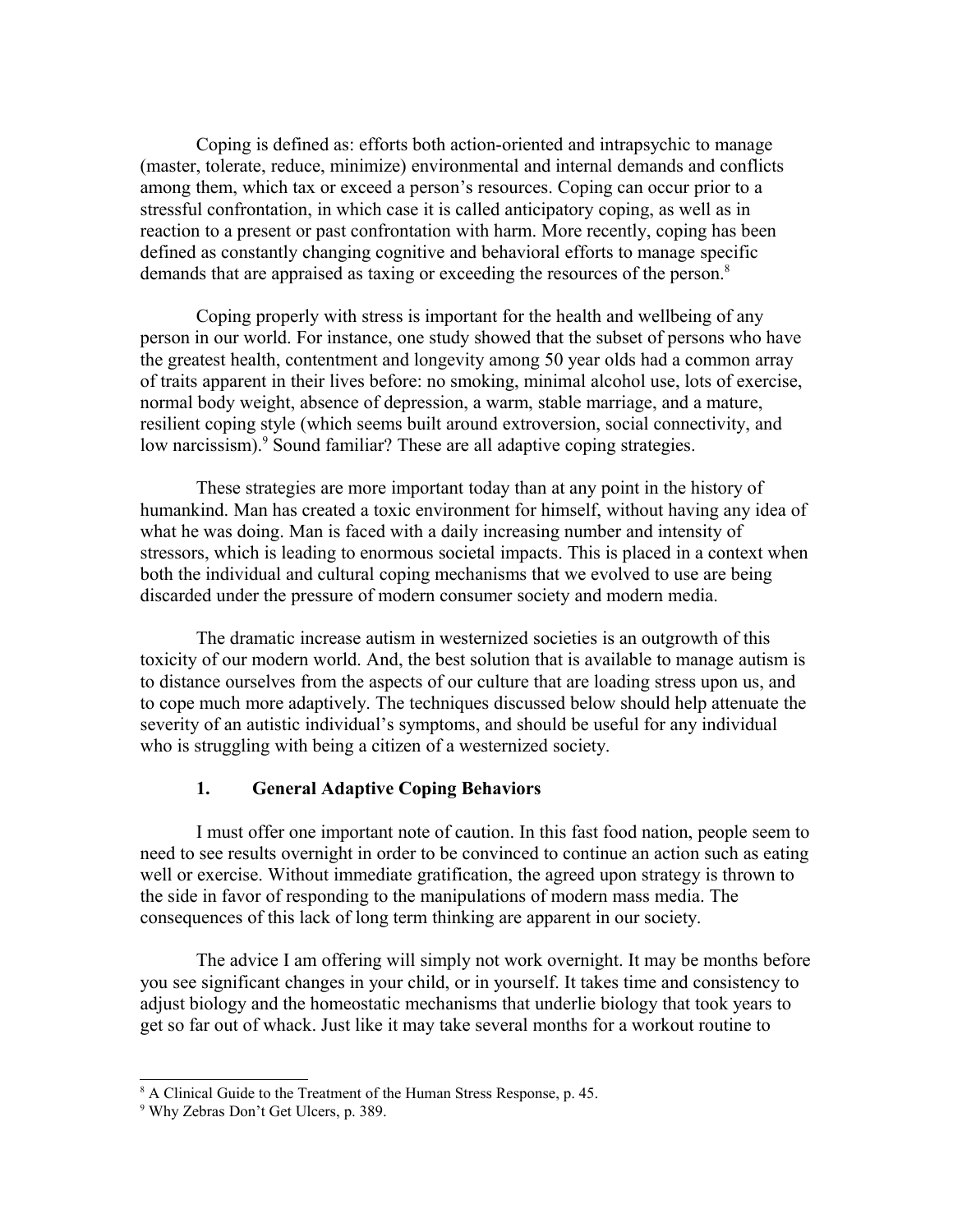Coping is defined as: efforts both action-oriented and intrapsychic to manage (master, tolerate, reduce, minimize) environmental and internal demands and conflicts among them, which tax or exceed a person's resources. Coping can occur prior to a stressful confrontation, in which case it is called anticipatory coping, as well as in reaction to a present or past confrontation with harm. More recently, coping has been defined as constantly changing cognitive and behavioral efforts to manage specific demands that are appraised as taxing or exceeding the resources of the person.[8]

Coping properly with stress is important for the health and wellbeing of any person in our world. For instance, one study showed that the subset of persons who have the greatest health, contentment and longevity among 50 year olds had a common array of traits apparent in their lives before: no smoking, minimal alcohol use, lots of exercise, normal body weight, absence of depression, a warm, stable marriage, and a mature, resilient coping style (which seems built around extroversion, social connectivity, and low narcissism).[9] Sound familiar? These are all adaptive coping strategies.

These strategies are more important today than at any point in the history of humankind. Man has created a toxic environment for himself, without having any idea of what he was doing. Man is faced with a daily increasing number and intensity of stressors, which is leading to enormous societal impacts. This is placed in a context when both the individual and cultural coping mechanisms that we evolved to use are being discarded under the pressure of modern consumer society and modern media.

The dramatic increase autism in westernized societies is an outgrowth of this toxicity of our modern world. And, the best solution that is available to manage autism is to distance ourselves from the aspects of our culture that are loading stress upon us, and to cope much more adaptively. The techniques discussed below should help attenuate the severity of an autistic individual's symptoms, and should be useful for any individual who is struggling with being a citizen of a westernized society.

### 1. General Adaptive Coping Behaviors

I must offer one important note of caution. In this fast food nation, people seem to need to see results overnight in order to be convinced to continue an action such as eating well or exercise. Without immediate gratification, the agreed upon strategy is thrown to the side in favor of responding to the manipulations of modern mass media. The consequences of this lack of long term thinking are apparent in our society.

The advice I am offering will simply not work overnight. It may be months before you see significant changes in your child, or in yourself. It takes time and consistency to adjust biology and the homeostatic mechanisms that underlie biology that took years to get so far out of whack. Just like it may take several months for a workout routine to

---

[8] A Clinical Guide to the Treatment of the Human Stress Response, p. 45.

[9] Why Zebras Don't Get Ulcers, p. 389.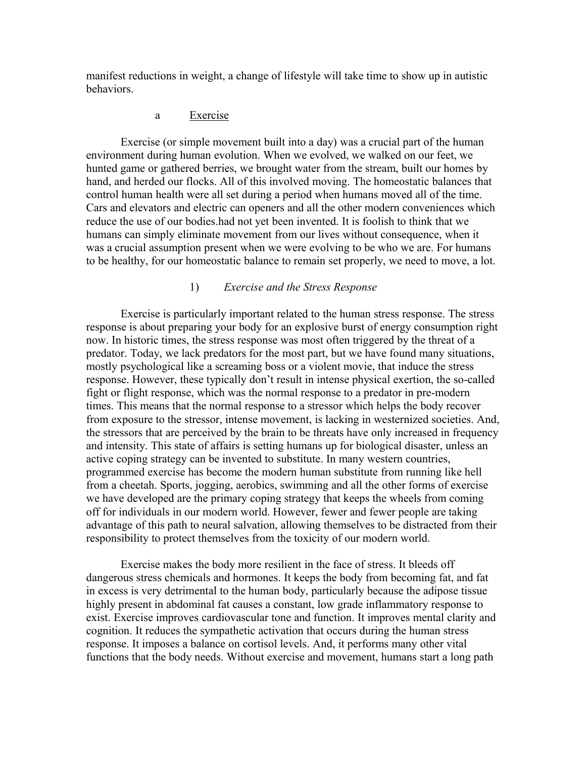manifest reductions in weight, a change of lifestyle will take time to show up in autistic behaviors.

### a Exercise

Exercise (or simple movement built into a day) was a crucial part of the human environment during human evolution. When we evolved, we walked on our feet, we hunted game or gathered berries, we brought water from the stream, built our homes by hand, and herded our flocks. All of this involved moving. The homeostatic balances that control human health were all set during a period when humans moved all of the time. Cars and elevators and electric can openers and all the other modern conveniences which reduce the use of our bodies.had not yet been invented. It is foolish to think that we humans can simply eliminate movement from our lives without consequence, when it was a crucial assumption present when we were evolving to be who we are. For humans to be healthy, for our homeostatic balance to remain set properly, we need to move, a lot.

#### 1) *Exercise and the Stress Response*

Exercise is particularly important related to the human stress response. The stress response is about preparing your body for an explosive burst of energy consumption right now. In historic times, the stress response was most often triggered by the threat of a predator. Today, we lack predators for the most part, but we have found many situations, mostly psychological like a screaming boss or a violent movie, that induce the stress response. However, these typically don't result in intense physical exertion, the so-called fight or flight response, which was the normal response to a predator in pre-modern times. This means that the normal response to a stressor which helps the body recover from exposure to the stressor, intense movement, is lacking in westernized societies. And, the stressors that are perceived by the brain to be threats have only increased in frequency and intensity. This state of affairs is setting humans up for biological disaster, unless an active coping strategy can be invented to substitute. In many western countries, programmed exercise has become the modern human substitute from running like hell from a cheetah. Sports, jogging, aerobics, swimming and all the other forms of exercise we have developed are the primary coping strategy that keeps the wheels from coming off for individuals in our modern world. However, fewer and fewer people are taking advantage of this path to neural salvation, allowing themselves to be distracted from their responsibility to protect themselves from the toxicity of our modern world.

Exercise makes the body more resilient in the face of stress. It bleeds off dangerous stress chemicals and hormones. It keeps the body from becoming fat, and fat in excess is very detrimental to the human body, particularly because the adipose tissue highly present in abdominal fat causes a constant, low grade inflammatory response to exist. Exercise improves cardiovascular tone and function. It improves mental clarity and cognition. It reduces the sympathetic activation that occurs during the human stress response. It imposes a balance on cortisol levels. And, it performs many other vital functions that the body needs. Without exercise and movement, humans start a long path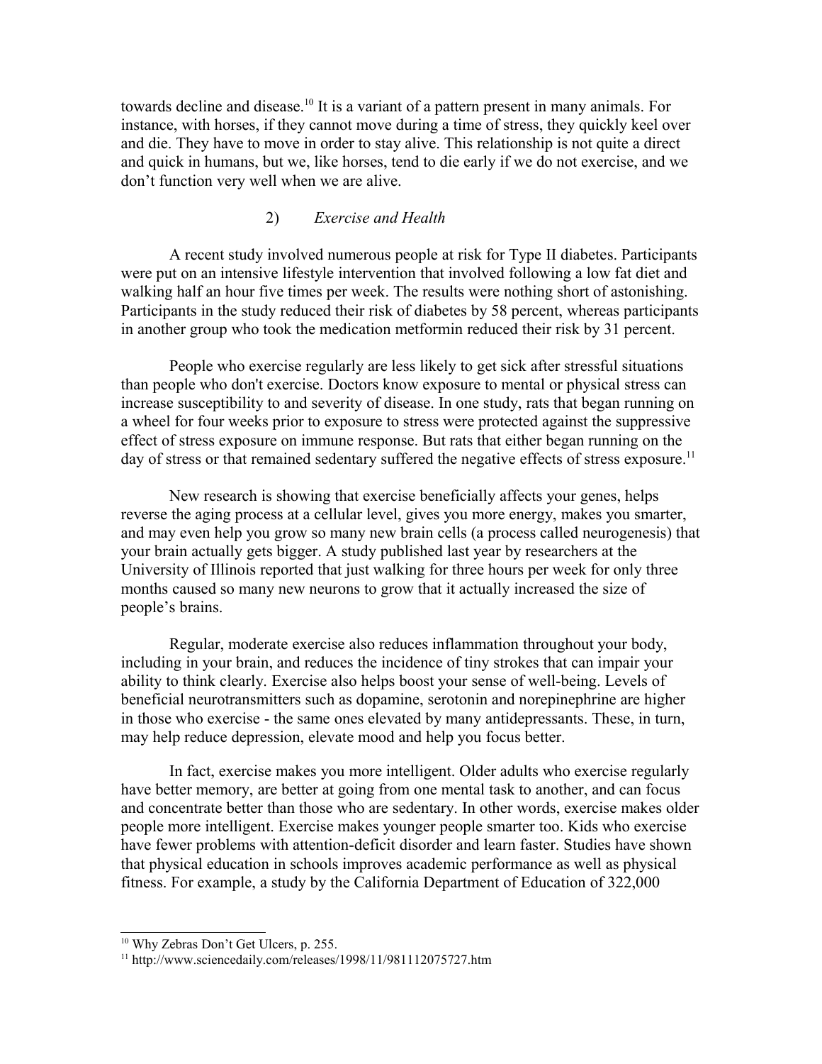towards decline and disease.[10] It is a variant of a pattern present in many animals. For instance, with horses, if they cannot move during a time of stress, they quickly keel over and die. They have to move in order to stay alive. This relationship is not quite a direct and quick in humans, but we, like horses, tend to die early if we do not exercise, and we don't function very well when we are alive.

### 2) *Exercise and Health*

A recent study involved numerous people at risk for Type II diabetes. Participants were put on an intensive lifestyle intervention that involved following a low fat diet and walking half an hour five times per week. The results were nothing short of astonishing. Participants in the study reduced their risk of diabetes by 58 percent, whereas participants in another group who took the medication metformin reduced their risk by 31 percent.

People who exercise regularly are less likely to get sick after stressful situations than people who don't exercise. Doctors know exposure to mental or physical stress can increase susceptibility to and severity of disease. In one study, rats that began running on a wheel for four weeks prior to exposure to stress were protected against the suppressive effect of stress exposure on immune response. But rats that either began running on the day of stress or that remained sedentary suffered the negative effects of stress exposure.[11]

New research is showing that exercise beneficially affects your genes, helps reverse the aging process at a cellular level, gives you more energy, makes you smarter, and may even help you grow so many new brain cells (a process called neurogenesis) that your brain actually gets bigger. A study published last year by researchers at the University of Illinois reported that just walking for three hours per week for only three months caused so many new neurons to grow that it actually increased the size of people's brains.

Regular, moderate exercise also reduces inflammation throughout your body, including in your brain, and reduces the incidence of tiny strokes that can impair your ability to think clearly. Exercise also helps boost your sense of well-being. Levels of beneficial neurotransmitters such as dopamine, serotonin and norepinephrine are higher in those who exercise - the same ones elevated by many antidepressants. These, in turn, may help reduce depression, elevate mood and help you focus better.

In fact, exercise makes you more intelligent. Older adults who exercise regularly have better memory, are better at going from one mental task to another, and can focus and concentrate better than those who are sedentary. In other words, exercise makes older people more intelligent. Exercise makes younger people smarter too. Kids who exercise have fewer problems with attention-deficit disorder and learn faster. Studies have shown that physical education in schools improves academic performance as well as physical fitness. For example, a study by the California Department of Education of 322,000

---

[10] Why Zebras Don't Get Ulcers, p. 255.

[11] http://www.sciencedaily.com/releases/1998/11/981112075727.htm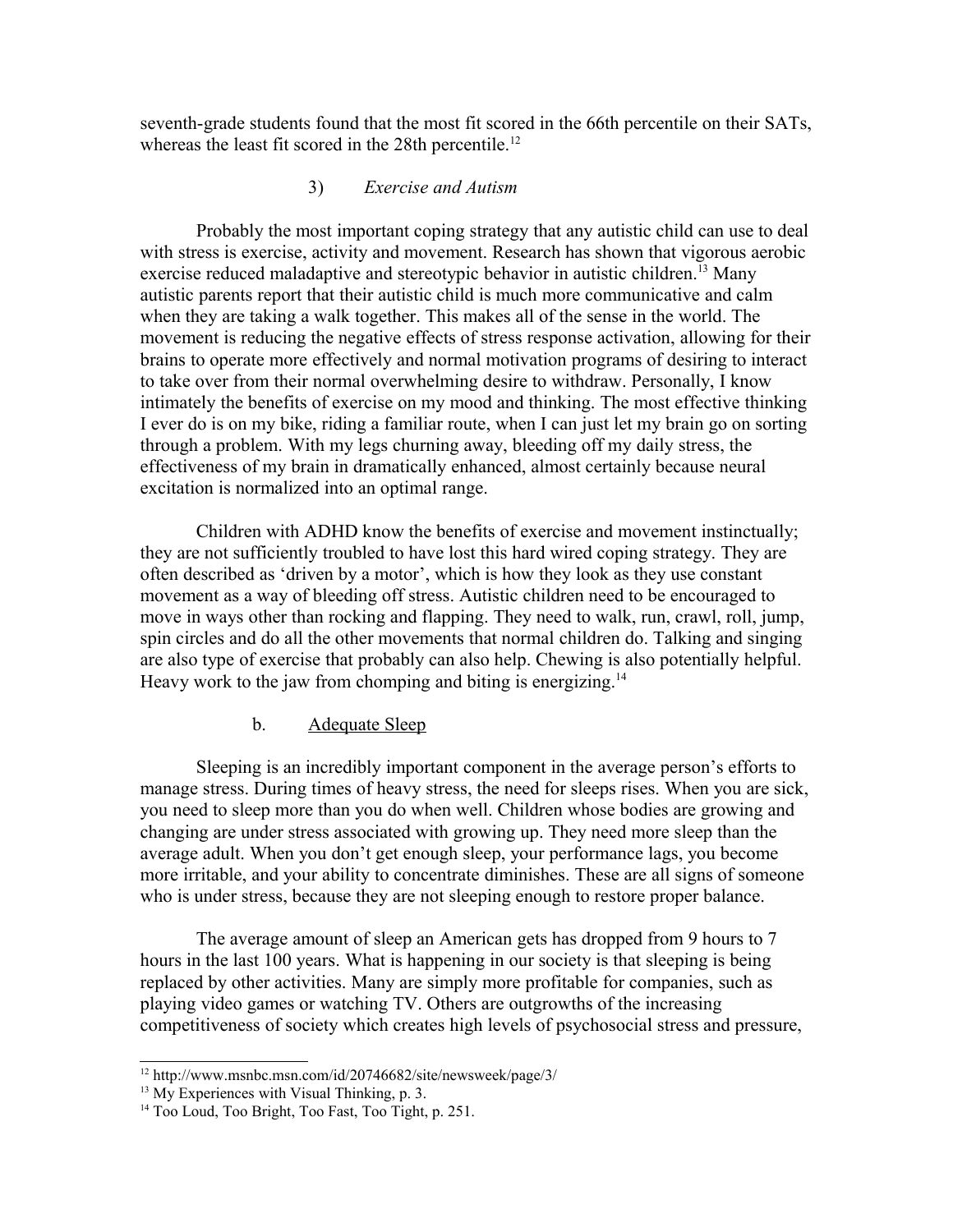seventh-grade students found that the most fit scored in the 66th percentile on their SATs, whereas the least fit scored in the 28th percentile.[12]

#### 3) *Exercise and Autism*

Probably the most important coping strategy that any autistic child can use to deal with stress is exercise, activity and movement. Research has shown that vigorous aerobic exercise reduced maladaptive and stereotypic behavior in autistic children.[13] Many autistic parents report that their autistic child is much more communicative and calm when they are taking a walk together. This makes all of the sense in the world. The movement is reducing the negative effects of stress response activation, allowing for their brains to operate more effectively and normal motivation programs of desiring to interact to take over from their normal overwhelming desire to withdraw. Personally, I know intimately the benefits of exercise on my mood and thinking. The most effective thinking I ever do is on my bike, riding a familiar route, when I can just let my brain go on sorting through a problem. With my legs churning away, bleeding off my daily stress, the effectiveness of my brain in dramatically enhanced, almost certainly because neural excitation is normalized into an optimal range.

Children with ADHD know the benefits of exercise and movement instinctually; they are not sufficiently troubled to have lost this hard wired coping strategy. They are often described as 'driven by a motor', which is how they look as they use constant movement as a way of bleeding off stress. Autistic children need to be encouraged to move in ways other than rocking and flapping. They need to walk, run, crawl, roll, jump, spin circles and do all the other movements that normal children do. Talking and singing are also type of exercise that probably can also help. Chewing is also potentially helpful. Heavy work to the jaw from chomping and biting is energizing.[14]

### b. <u>Adequate Sleep</u>

Sleeping is an incredibly important component in the average person's efforts to manage stress. During times of heavy stress, the need for sleeps rises. When you are sick, you need to sleep more than you do when well. Children whose bodies are growing and changing are under stress associated with growing up. They need more sleep than the average adult. When you don't get enough sleep, your performance lags, you become more irritable, and your ability to concentrate diminishes. These are all signs of someone who is under stress, because they are not sleeping enough to restore proper balance.

The average amount of sleep an American gets has dropped from 9 hours to 7 hours in the last 100 years. What is happening in our society is that sleeping is being replaced by other activities. Many are simply more profitable for companies, such as playing video games or watching TV. Others are outgrowths of the increasing competitiveness of society which creates high levels of psychosocial stress and pressure,

---

[12] http://www.msnbc.msn.com/id/20746682/site/newsweek/page/3/

[13] My Experiences with Visual Thinking, p. 3.

[14] Too Loud, Too Bright, Too Fast, Too Tight, p. 251.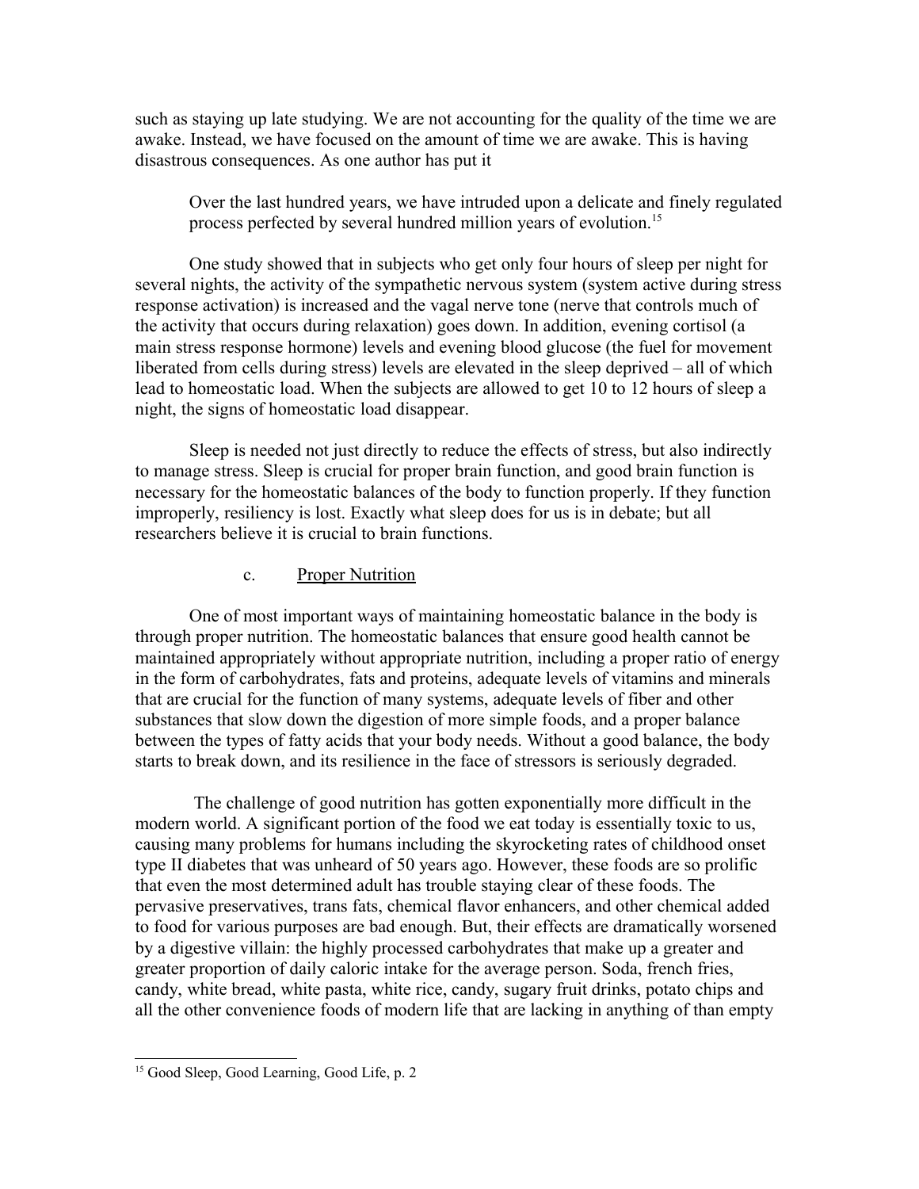such as staying up late studying. We are not accounting for the quality of the time we are awake. Instead, we have focused on the amount of time we are awake. This is having disastrous consequences. As one author has put it

> Over the last hundred years, we have intruded upon a delicate and finely regulated process perfected by several hundred million years of evolution.[15]

One study showed that in subjects who get only four hours of sleep per night for several nights, the activity of the sympathetic nervous system (system active during stress response activation) is increased and the vagal nerve tone (nerve that controls much of the activity that occurs during relaxation) goes down. In addition, evening cortisol (a main stress response hormone) levels and evening blood glucose (the fuel for movement liberated from cells during stress) levels are elevated in the sleep deprived – all of which lead to homeostatic load. When the subjects are allowed to get 10 to 12 hours of sleep a night, the signs of homeostatic load disappear.

Sleep is needed not just directly to reduce the effects of stress, but also indirectly to manage stress. Sleep is crucial for proper brain function, and good brain function is necessary for the homeostatic balances of the body to function properly. If they function improperly, resiliency is lost. Exactly what sleep does for us is in debate; but all researchers believe it is crucial to brain functions.

### c. <u>Proper Nutrition</u>

One of most important ways of maintaining homeostatic balance in the body is through proper nutrition. The homeostatic balances that ensure good health cannot be maintained appropriately without appropriate nutrition, including a proper ratio of energy in the form of carbohydrates, fats and proteins, adequate levels of vitamins and minerals that are crucial for the function of many systems, adequate levels of fiber and other substances that slow down the digestion of more simple foods, and a proper balance between the types of fatty acids that your body needs. Without a good balance, the body starts to break down, and its resilience in the face of stressors is seriously degraded.

The challenge of good nutrition has gotten exponentially more difficult in the modern world. A significant portion of the food we eat today is essentially toxic to us, causing many problems for humans including the skyrocketing rates of childhood onset type II diabetes that was unheard of 50 years ago. However, these foods are so prolific that even the most determined adult has trouble staying clear of these foods. The pervasive preservatives, trans fats, chemical flavor enhancers, and other chemical added to food for various purposes are bad enough. But, their effects are dramatically worsened by a digestive villain: the highly processed carbohydrates that make up a greater and greater proportion of daily caloric intake for the average person. Soda, french fries, candy, white bread, white pasta, white rice, candy, sugary fruit drinks, potato chips and all the other convenience foods of modern life that are lacking in anything of than empty

---

[15] Good Sleep, Good Learning, Good Life, p. 2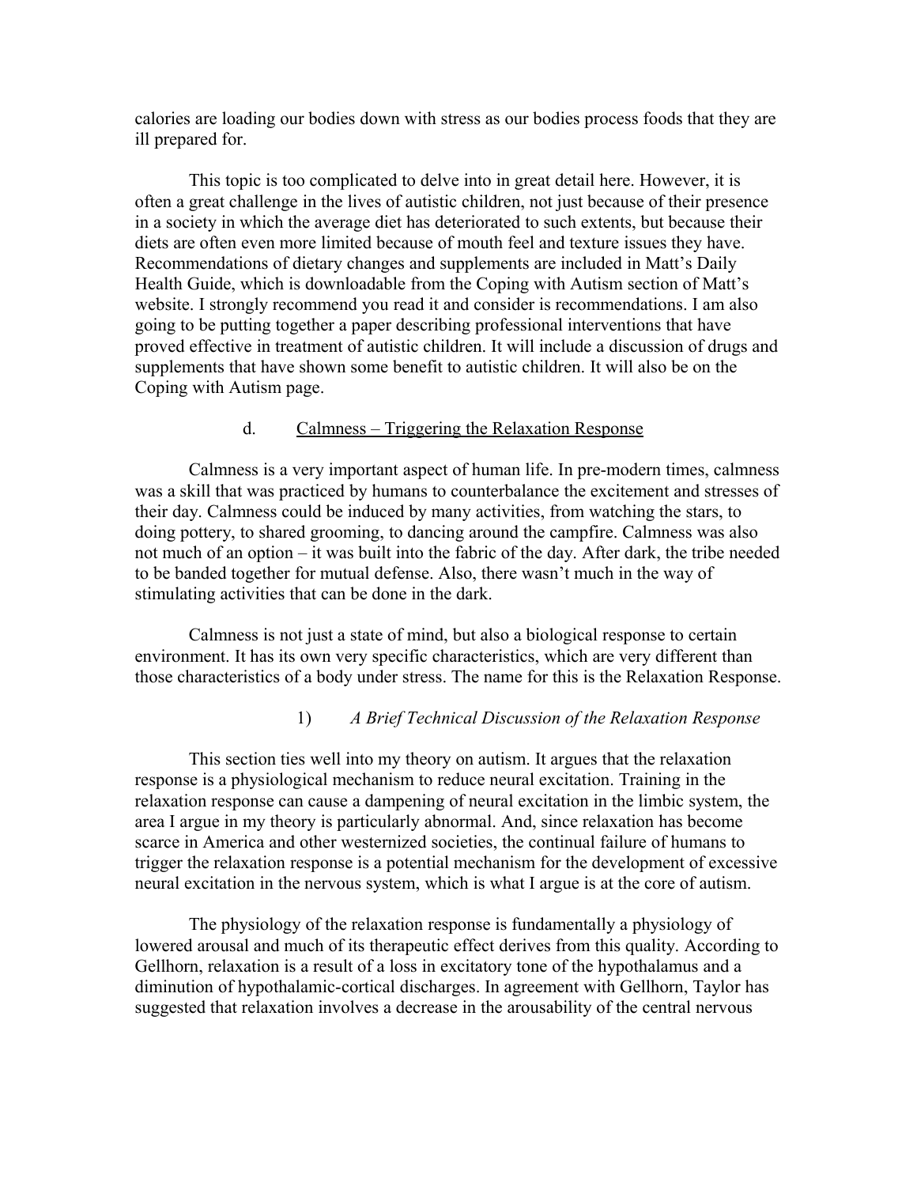calories are loading our bodies down with stress as our bodies process foods that they are ill prepared for.

This topic is too complicated to delve into in great detail here. However, it is often a great challenge in the lives of autistic children, not just because of their presence in a society in which the average diet has deteriorated to such extents, but because their diets are often even more limited because of mouth feel and texture issues they have. Recommendations of dietary changes and supplements are included in Matt's Daily Health Guide, which is downloadable from the Coping with Autism section of Matt's website. I strongly recommend you read it and consider is recommendations. I am also going to be putting together a paper describing professional interventions that have proved effective in treatment of autistic children. It will include a discussion of drugs and supplements that have shown some benefit to autistic children. It will also be on the Coping with Autism page.

### d. Calmness – Triggering the Relaxation Response

Calmness is a very important aspect of human life. In pre-modern times, calmness was a skill that was practiced by humans to counterbalance the excitement and stresses of their day. Calmness could be induced by many activities, from watching the stars, to doing pottery, to shared grooming, to dancing around the campfire. Calmness was also not much of an option – it was built into the fabric of the day. After dark, the tribe needed to be banded together for mutual defense. Also, there wasn't much in the way of stimulating activities that can be done in the dark.

Calmness is not just a state of mind, but also a biological response to certain environment. It has its own very specific characteristics, which are very different than those characteristics of a body under stress. The name for this is the Relaxation Response.

#### 1) *A Brief Technical Discussion of the Relaxation Response*

This section ties well into my theory on autism. It argues that the relaxation response is a physiological mechanism to reduce neural excitation. Training in the relaxation response can cause a dampening of neural excitation in the limbic system, the area I argue in my theory is particularly abnormal. And, since relaxation has become scarce in America and other westernized societies, the continual failure of humans to trigger the relaxation response is a potential mechanism for the development of excessive neural excitation in the nervous system, which is what I argue is at the core of autism.

The physiology of the relaxation response is fundamentally a physiology of lowered arousal and much of its therapeutic effect derives from this quality. According to Gellhorn, relaxation is a result of a loss in excitatory tone of the hypothalamus and a diminution of hypothalamic-cortical discharges. In agreement with Gellhorn, Taylor has suggested that relaxation involves a decrease in the arousability of the central nervous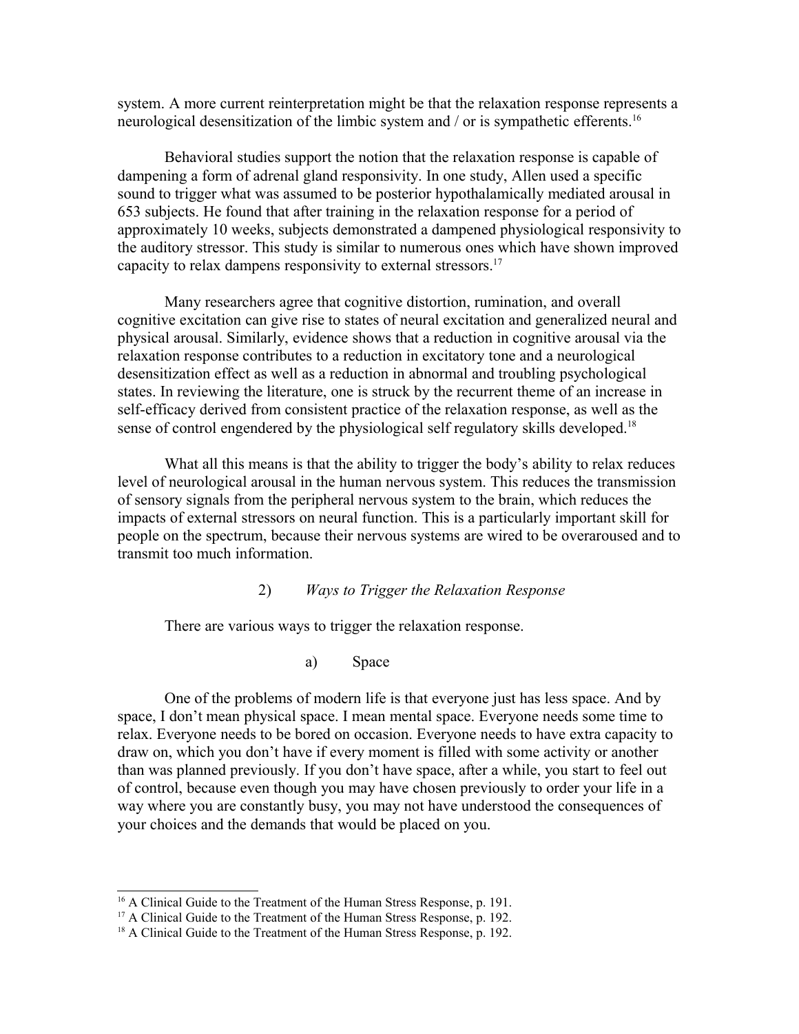system. A more current reinterpretation might be that the relaxation response represents a neurological desensitization of the limbic system and / or is sympathetic efferents.[16]

Behavioral studies support the notion that the relaxation response is capable of dampening a form of adrenal gland responsivity. In one study, Allen used a specific sound to trigger what was assumed to be posterior hypothalamically mediated arousal in 653 subjects. He found that after training in the relaxation response for a period of approximately 10 weeks, subjects demonstrated a dampened physiological responsivity to the auditory stressor. This study is similar to numerous ones which have shown improved capacity to relax dampens responsivity to external stressors.[17]

Many researchers agree that cognitive distortion, rumination, and overall cognitive excitation can give rise to states of neural excitation and generalized neural and physical arousal. Similarly, evidence shows that a reduction in cognitive arousal via the relaxation response contributes to a reduction in excitatory tone and a neurological desensitization effect as well as a reduction in abnormal and troubling psychological states. In reviewing the literature, one is struck by the recurrent theme of an increase in self-efficacy derived from consistent practice of the relaxation response, as well as the sense of control engendered by the physiological self regulatory skills developed.[18]

What all this means is that the ability to trigger the body's ability to relax reduces level of neurological arousal in the human nervous system. This reduces the transmission of sensory signals from the peripheral nervous system to the brain, which reduces the impacts of external stressors on neural function. This is a particularly important skill for people on the spectrum, because their nervous systems are wired to be overaroused and to transmit too much information.

### 2) *Ways to Trigger the Relaxation Response*

There are various ways to trigger the relaxation response.

#### a) Space

One of the problems of modern life is that everyone just has less space. And by space, I don't mean physical space. I mean mental space. Everyone needs some time to relax. Everyone needs to be bored on occasion. Everyone needs to have extra capacity to draw on, which you don't have if every moment is filled with some activity or another than was planned previously. If you don't have space, after a while, you start to feel out of control, because even though you may have chosen previously to order your life in a way where you are constantly busy, you may not have understood the consequences of your choices and the demands that would be placed on you.

---

[16] A Clinical Guide to the Treatment of the Human Stress Response, p. 191.

[17] A Clinical Guide to the Treatment of the Human Stress Response, p. 192.

[18] A Clinical Guide to the Treatment of the Human Stress Response, p. 192.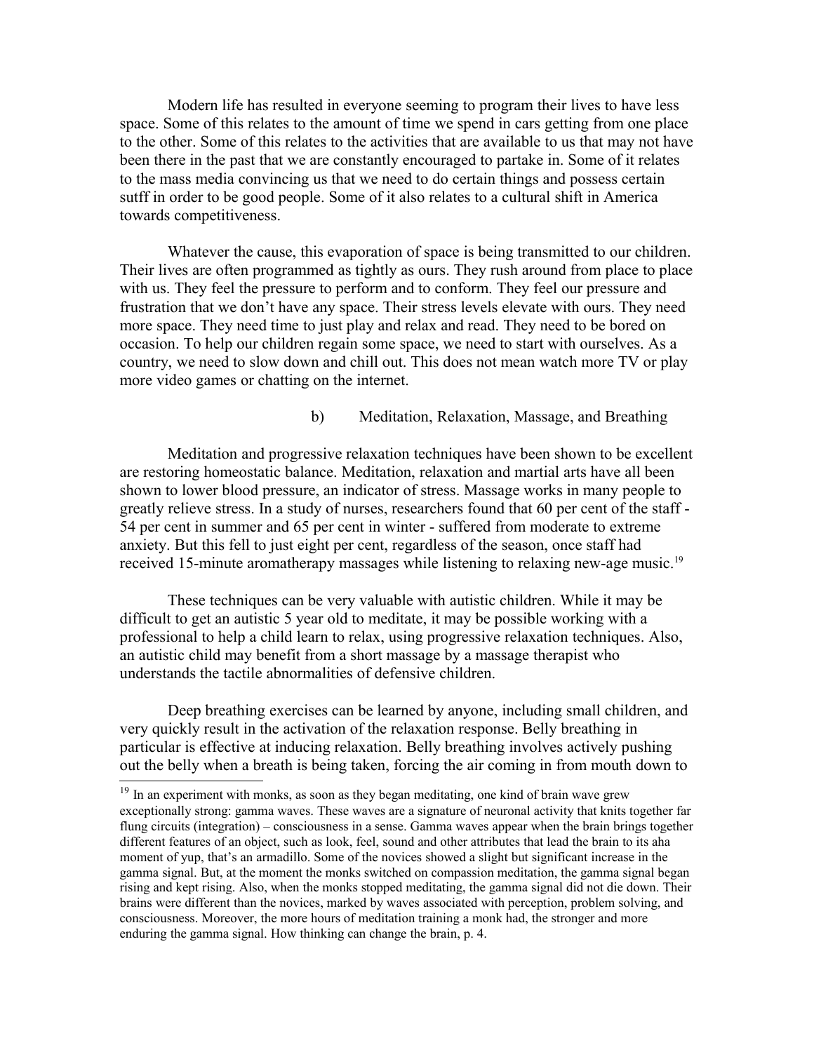Modern life has resulted in everyone seeming to program their lives to have less space. Some of this relates to the amount of time we spend in cars getting from one place to the other. Some of this relates to the activities that are available to us that may not have been there in the past that we are constantly encouraged to partake in. Some of it relates to the mass media convincing us that we need to do certain things and possess certain sutff in order to be good people. Some of it also relates to a cultural shift in America towards competitiveness.

Whatever the cause, this evaporation of space is being transmitted to our children. Their lives are often programmed as tightly as ours. They rush around from place to place with us. They feel the pressure to perform and to conform. They feel our pressure and frustration that we don't have any space. Their stress levels elevate with ours. They need more space. They need time to just play and relax and read. They need to be bored on occasion. To help our children regain some space, we need to start with ourselves. As a country, we need to slow down and chill out. This does not mean watch more TV or play more video games or chatting on the internet.

### b) Meditation, Relaxation, Massage, and Breathing

Meditation and progressive relaxation techniques have been shown to be excellent are restoring homeostatic balance. Meditation, relaxation and martial arts have all been shown to lower blood pressure, an indicator of stress. Massage works in many people to greatly relieve stress. In a study of nurses, researchers found that 60 per cent of the staff - 54 per cent in summer and 65 per cent in winter - suffered from moderate to extreme anxiety. But this fell to just eight per cent, regardless of the season, once staff had received 15-minute aromatherapy massages while listening to relaxing new-age music.[19]

These techniques can be very valuable with autistic children. While it may be difficult to get an autistic 5 year old to meditate, it may be possible working with a professional to help a child learn to relax, using progressive relaxation techniques. Also, an autistic child may benefit from a short massage by a massage therapist who understands the tactile abnormalities of defensive children.

Deep breathing exercises can be learned by anyone, including small children, and very quickly result in the activation of the relaxation response. Belly breathing in particular is effective at inducing relaxation. Belly breathing involves actively pushing out the belly when a breath is being taken, forcing the air coming in from mouth down to

---

[19] In an experiment with monks, as soon as they began meditating, one kind of brain wave grew exceptionally strong: gamma waves. These waves are a signature of neuronal activity that knits together far flung circuits (integration) – consciousness in a sense. Gamma waves appear when the brain brings together different features of an object, such as look, feel, sound and other attributes that lead the brain to its aha moment of yup, that's an armadillo. Some of the novices showed a slight but significant increase in the gamma signal. But, at the moment the monks switched on compassion meditation, the gamma signal began rising and kept rising. Also, when the monks stopped meditating, the gamma signal did not die down. Their brains were different than the novices, marked by waves associated with perception, problem solving, and consciousness. Moreover, the more hours of meditation training a monk had, the stronger and more enduring the gamma signal. How thinking can change the brain, p. 4.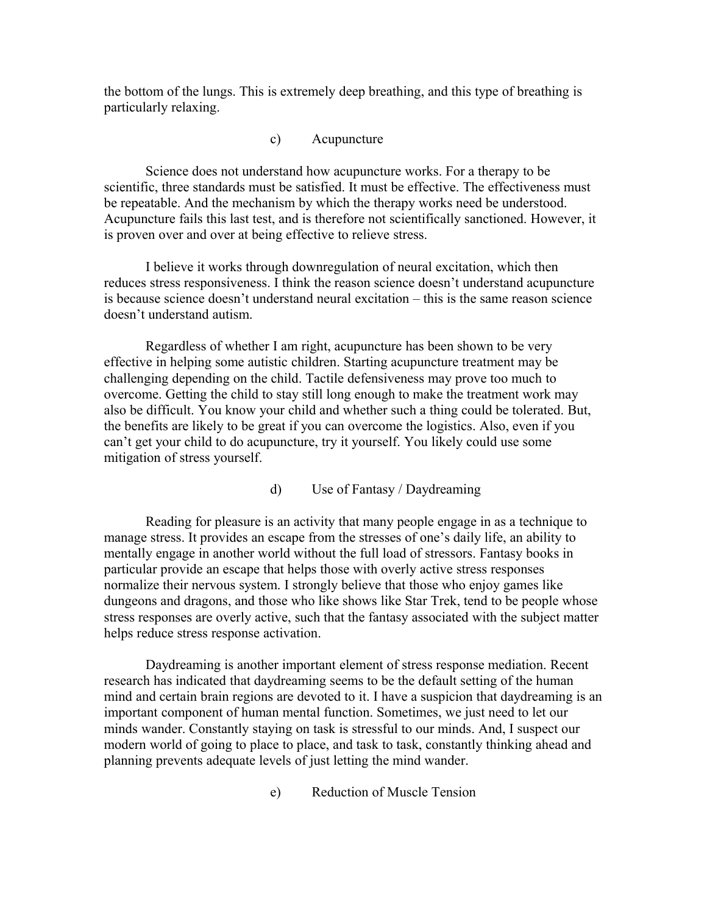the bottom of the lungs. This is extremely deep breathing, and this type of breathing is particularly relaxing.

### c) Acupuncture

Science does not understand how acupuncture works. For a therapy to be scientific, three standards must be satisfied. It must be effective. The effectiveness must be repeatable. And the mechanism by which the therapy works need be understood. Acupuncture fails this last test, and is therefore not scientifically sanctioned. However, it is proven over and over at being effective to relieve stress.

I believe it works through downregulation of neural excitation, which then reduces stress responsiveness. I think the reason science doesn't understand acupuncture is because science doesn't understand neural excitation – this is the same reason science doesn't understand autism.

Regardless of whether I am right, acupuncture has been shown to be very effective in helping some autistic children. Starting acupuncture treatment may be challenging depending on the child. Tactile defensiveness may prove too much to overcome. Getting the child to stay still long enough to make the treatment work may also be difficult. You know your child and whether such a thing could be tolerated. But, the benefits are likely to be great if you can overcome the logistics. Also, even if you can't get your child to do acupuncture, try it yourself. You likely could use some mitigation of stress yourself.

### d) Use of Fantasy / Daydreaming

Reading for pleasure is an activity that many people engage in as a technique to manage stress. It provides an escape from the stresses of one's daily life, an ability to mentally engage in another world without the full load of stressors. Fantasy books in particular provide an escape that helps those with overly active stress responses normalize their nervous system. I strongly believe that those who enjoy games like dungeons and dragons, and those who like shows like Star Trek, tend to be people whose stress responses are overly active, such that the fantasy associated with the subject matter helps reduce stress response activation.

Daydreaming is another important element of stress response mediation. Recent research has indicated that daydreaming seems to be the default setting of the human mind and certain brain regions are devoted to it. I have a suspicion that daydreaming is an important component of human mental function. Sometimes, we just need to let our minds wander. Constantly staying on task is stressful to our minds. And, I suspect our modern world of going to place to place, and task to task, constantly thinking ahead and planning prevents adequate levels of just letting the mind wander.

### e) Reduction of Muscle Tension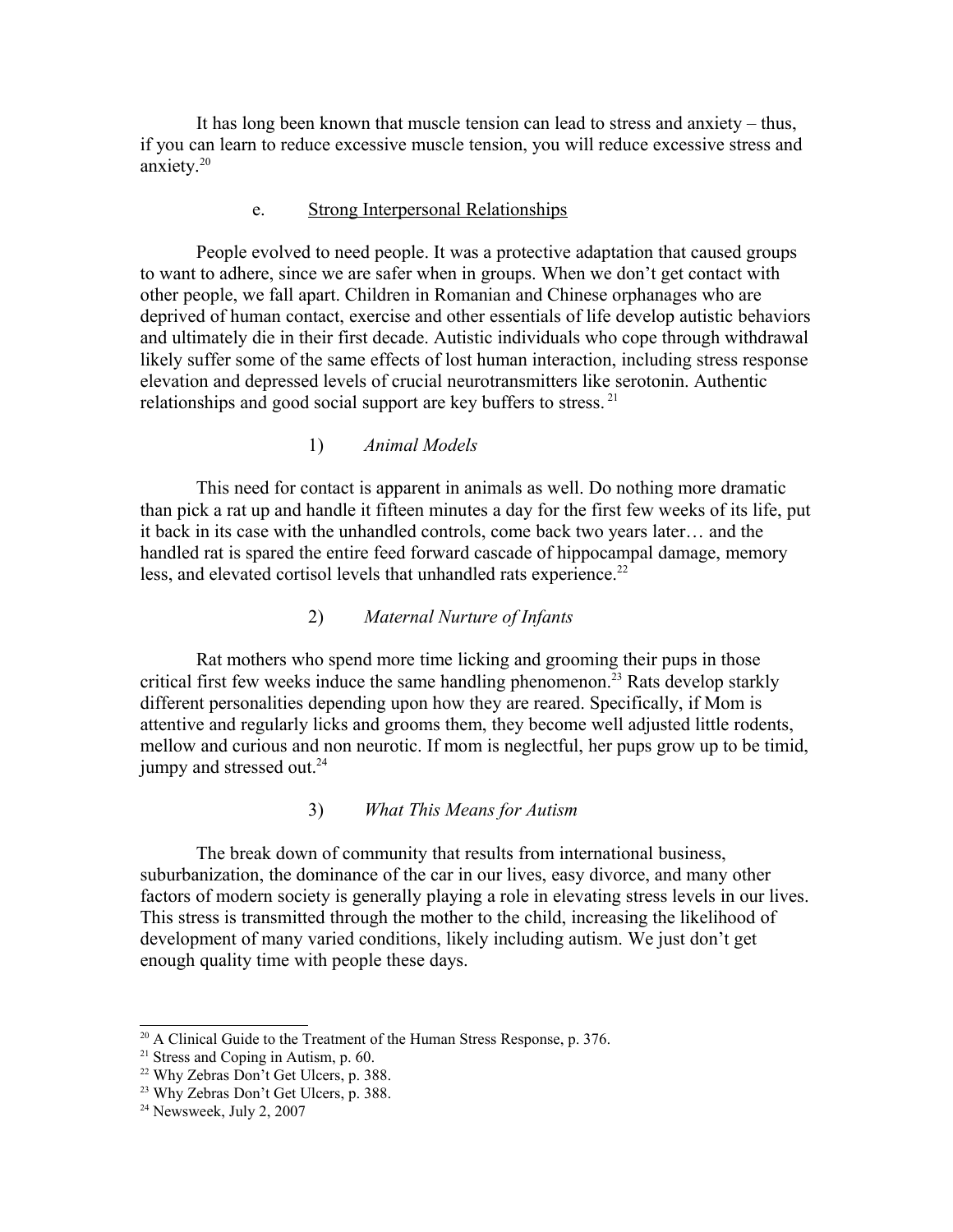It has long been known that muscle tension can lead to stress and anxiety – thus, if you can learn to reduce excessive muscle tension, you will reduce excessive stress and anxiety.[20]

### e. Strong Interpersonal Relationships

People evolved to need people. It was a protective adaptation that caused groups to want to adhere, since we are safer when in groups. When we don't get contact with other people, we fall apart. Children in Romanian and Chinese orphanages who are deprived of human contact, exercise and other essentials of life develop autistic behaviors and ultimately die in their first decade. Autistic individuals who cope through withdrawal likely suffer some of the same effects of lost human interaction, including stress response elevation and depressed levels of crucial neurotransmitters like serotonin. Authentic relationships and good social support are key buffers to stress.[21]

#### 1) *Animal Models*

This need for contact is apparent in animals as well. Do nothing more dramatic than pick a rat up and handle it fifteen minutes a day for the first few weeks of its life, put it back in its case with the unhandled controls, come back two years later… and the handled rat is spared the entire feed forward cascade of hippocampal damage, memory less, and elevated cortisol levels that unhandled rats experience.[22]

#### 2) *Maternal Nurture of Infants*

Rat mothers who spend more time licking and grooming their pups in those critical first few weeks induce the same handling phenomenon.[23] Rats develop starkly different personalities depending upon how they are reared. Specifically, if Mom is attentive and regularly licks and grooms them, they become well adjusted little rodents, mellow and curious and non neurotic. If mom is neglectful, her pups grow up to be timid, jumpy and stressed out.[24]

#### 3) *What This Means for Autism*

The break down of community that results from international business, suburbanization, the dominance of the car in our lives, easy divorce, and many other factors of modern society is generally playing a role in elevating stress levels in our lives. This stress is transmitted through the mother to the child, increasing the likelihood of development of many varied conditions, likely including autism. We just don't get enough quality time with people these days.

---

[20] A Clinical Guide to the Treatment of the Human Stress Response, p. 376.

[21] Stress and Coping in Autism, p. 60.

[22] Why Zebras Don't Get Ulcers, p. 388.

[23] Why Zebras Don't Get Ulcers, p. 388.

[24] Newsweek, July 2, 2007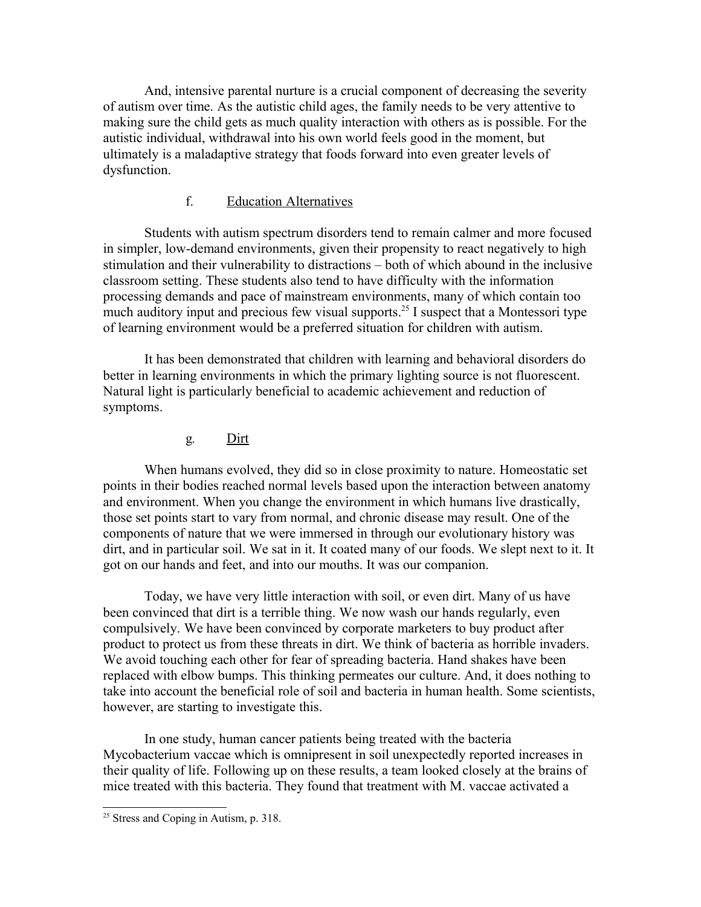And, intensive parental nurture is a crucial component of decreasing the severity of autism over time. As the autistic child ages, the family needs to be very attentive to making sure the child gets as much quality interaction with others as is possible. For the autistic individual, withdrawal into his own world feels good in the moment, but ultimately is a maladaptive strategy that foods forward into even greater levels of dysfunction.

### f. Education Alternatives

Students with autism spectrum disorders tend to remain calmer and more focused in simpler, low-demand environments, given their propensity to react negatively to high stimulation and their vulnerability to distractions – both of which abound in the inclusive classroom setting. These students also tend to have difficulty with the information processing demands and pace of mainstream environments, many of which contain too much auditory input and precious few visual supports.[25] I suspect that a Montessori type of learning environment would be a preferred situation for children with autism.

It has been demonstrated that children with learning and behavioral disorders do better in learning environments in which the primary lighting source is not fluorescent. Natural light is particularly beneficial to academic achievement and reduction of symptoms.

### g. Dirt

When humans evolved, they did so in close proximity to nature. Homeostatic set points in their bodies reached normal levels based upon the interaction between anatomy and environment. When you change the environment in which humans live drastically, those set points start to vary from normal, and chronic disease may result. One of the components of nature that we were immersed in through our evolutionary history was dirt, and in particular soil. We sat in it. It coated many of our foods. We slept next to it. It got on our hands and feet, and into our mouths. It was our companion.

Today, we have very little interaction with soil, or even dirt. Many of us have been convinced that dirt is a terrible thing. We now wash our hands regularly, even compulsively. We have been convinced by corporate marketers to buy product after product to protect us from these threats in dirt. We think of bacteria as horrible invaders. We avoid touching each other for fear of spreading bacteria. Hand shakes have been replaced with elbow bumps. This thinking permeates our culture. And, it does nothing to take into account the beneficial role of soil and bacteria in human health. Some scientists, however, are starting to investigate this.

In one study, human cancer patients being treated with the bacteria Mycobacterium vaccae which is omnipresent in soil unexpectedly reported increases in their quality of life. Following up on these results, a team looked closely at the brains of mice treated with this bacteria. They found that treatment with M. vaccae activated a

[25] Stress and Coping in Autism, p. 318.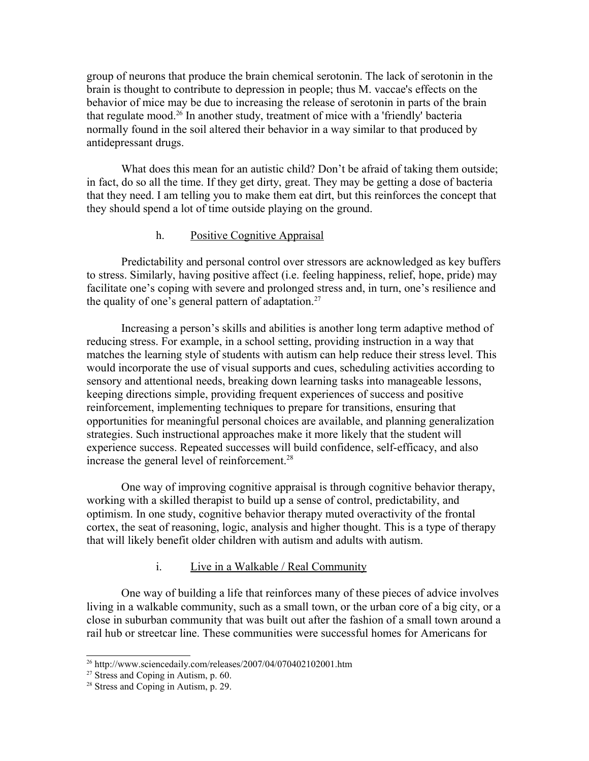group of neurons that produce the brain chemical serotonin. The lack of serotonin in the brain is thought to contribute to depression in people; thus M. vaccae's effects on the behavior of mice may be due to increasing the release of serotonin in parts of the brain that regulate mood.[26] In another study, treatment of mice with a 'friendly' bacteria normally found in the soil altered their behavior in a way similar to that produced by antidepressant drugs.

What does this mean for an autistic child? Don't be afraid of taking them outside; in fact, do so all the time. If they get dirty, great. They may be getting a dose of bacteria that they need. I am telling you to make them eat dirt, but this reinforces the concept that they should spend a lot of time outside playing on the ground.

### h. Positive Cognitive Appraisal

Predictability and personal control over stressors are acknowledged as key buffers to stress. Similarly, having positive affect (i.e. feeling happiness, relief, hope, pride) may facilitate one's coping with severe and prolonged stress and, in turn, one's resilience and the quality of one's general pattern of adaptation.[27]

Increasing a person's skills and abilities is another long term adaptive method of reducing stress. For example, in a school setting, providing instruction in a way that matches the learning style of students with autism can help reduce their stress level. This would incorporate the use of visual supports and cues, scheduling activities according to sensory and attentional needs, breaking down learning tasks into manageable lessons, keeping directions simple, providing frequent experiences of success and positive reinforcement, implementing techniques to prepare for transitions, ensuring that opportunities for meaningful personal choices are available, and planning generalization strategies. Such instructional approaches make it more likely that the student will experience success. Repeated successes will build confidence, self-efficacy, and also increase the general level of reinforcement.[28]

One way of improving cognitive appraisal is through cognitive behavior therapy, working with a skilled therapist to build up a sense of control, predictability, and optimism. In one study, cognitive behavior therapy muted overactivity of the frontal cortex, the seat of reasoning, logic, analysis and higher thought. This is a type of therapy that will likely benefit older children with autism and adults with autism.

### i. Live in a Walkable / Real Community

One way of building a life that reinforces many of these pieces of advice involves living in a walkable community, such as a small town, or the urban core of a big city, or a close in suburban community that was built out after the fashion of a small town around a rail hub or streetcar line. These communities were successful homes for Americans for

---

[26] http://www.sciencedaily.com/releases/2007/04/070402102001.htm

[27] Stress and Coping in Autism, p. 60.

[28] Stress and Coping in Autism, p. 29.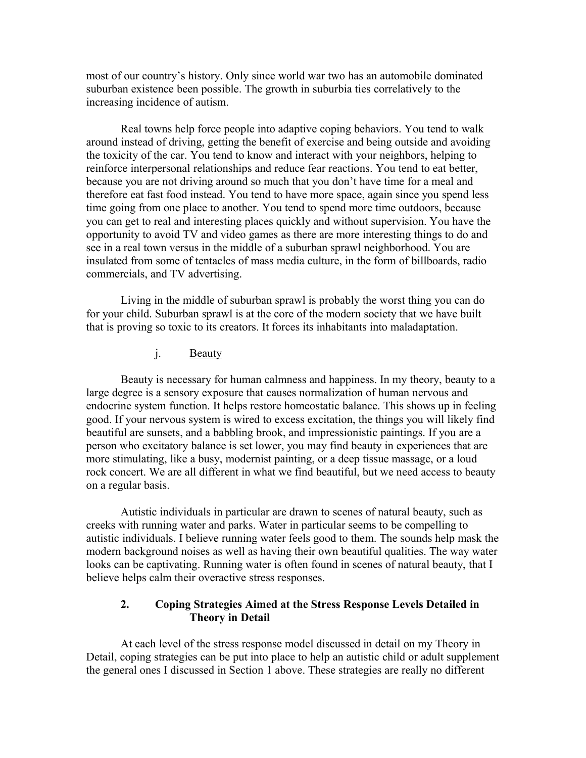most of our country's history. Only since world war two has an automobile dominated suburban existence been possible. The growth in suburbia ties correlatively to the increasing incidence of autism.

Real towns help force people into adaptive coping behaviors. You tend to walk around instead of driving, getting the benefit of exercise and being outside and avoiding the toxicity of the car. You tend to know and interact with your neighbors, helping to reinforce interpersonal relationships and reduce fear reactions. You tend to eat better, because you are not driving around so much that you don't have time for a meal and therefore eat fast food instead. You tend to have more space, again since you spend less time going from one place to another. You tend to spend more time outdoors, because you can get to real and interesting places quickly and without supervision. You have the opportunity to avoid TV and video games as there are more interesting things to do and see in a real town versus in the middle of a suburban sprawl neighborhood. You are insulated from some of tentacles of mass media culture, in the form of billboards, radio commercials, and TV advertising.

Living in the middle of suburban sprawl is probably the worst thing you can do for your child. Suburban sprawl is at the core of the modern society that we have built that is proving so toxic to its creators. It forces its inhabitants into maladaptation.

#### j. Beauty

Beauty is necessary for human calmness and happiness. In my theory, beauty to a large degree is a sensory exposure that causes normalization of human nervous and endocrine system function. It helps restore homeostatic balance. This shows up in feeling good. If your nervous system is wired to excess excitation, the things you will likely find beautiful are sunsets, and a babbling brook, and impressionistic paintings. If you are a person who excitatory balance is set lower, you may find beauty in experiences that are more stimulating, like a busy, modernist painting, or a deep tissue massage, or a loud rock concert. We are all different in what we find beautiful, but we need access to beauty on a regular basis.

Autistic individuals in particular are drawn to scenes of natural beauty, such as creeks with running water and parks. Water in particular seems to be compelling to autistic individuals. I believe running water feels good to them. The sounds help mask the modern background noises as well as having their own beautiful qualities. The way water looks can be captivating. Running water is often found in scenes of natural beauty, that I believe helps calm their overactive stress responses.

### 2. Coping Strategies Aimed at the Stress Response Levels Detailed in Theory in Detail

At each level of the stress response model discussed in detail on my Theory in Detail, coping strategies can be put into place to help an autistic child or adult supplement the general ones I discussed in Section 1 above. These strategies are really no different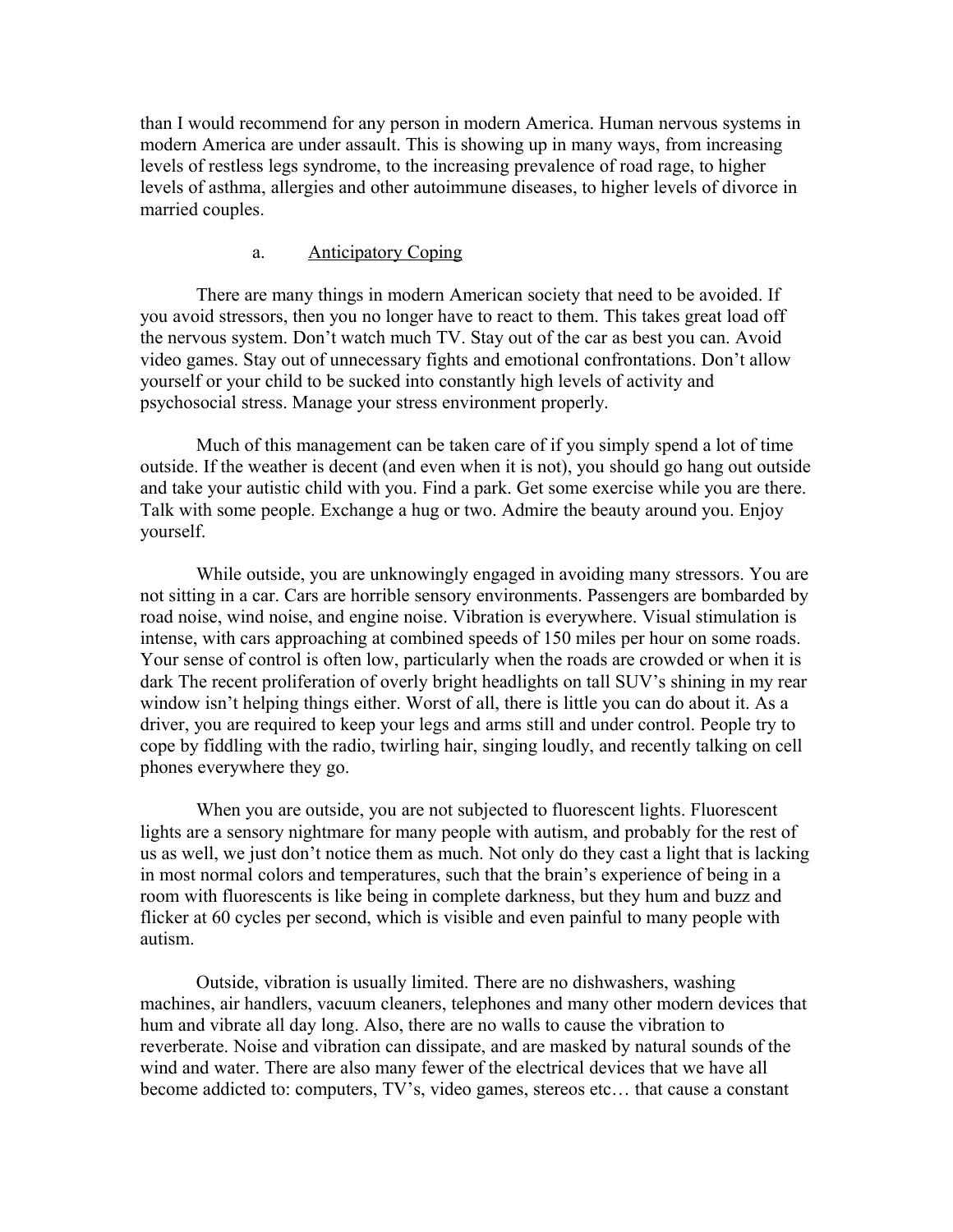than I would recommend for any person in modern America. Human nervous systems in modern America are under assault. This is showing up in many ways, from increasing levels of restless legs syndrome, to the increasing prevalence of road rage, to higher levels of asthma, allergies and other autoimmune diseases, to higher levels of divorce in married couples.

#### a. Anticipatory Coping

There are many things in modern American society that need to be avoided. If you avoid stressors, then you no longer have to react to them. This takes great load off the nervous system. Don't watch much TV. Stay out of the car as best you can. Avoid video games. Stay out of unnecessary fights and emotional confrontations. Don't allow yourself or your child to be sucked into constantly high levels of activity and psychosocial stress. Manage your stress environment properly.

Much of this management can be taken care of if you simply spend a lot of time outside. If the weather is decent (and even when it is not), you should go hang out outside and take your autistic child with you. Find a park. Get some exercise while you are there. Talk with some people. Exchange a hug or two. Admire the beauty around you. Enjoy yourself.

While outside, you are unknowingly engaged in avoiding many stressors. You are not sitting in a car. Cars are horrible sensory environments. Passengers are bombarded by road noise, wind noise, and engine noise. Vibration is everywhere. Visual stimulation is intense, with cars approaching at combined speeds of 150 miles per hour on some roads. Your sense of control is often low, particularly when the roads are crowded or when it is dark The recent proliferation of overly bright headlights on tall SUV's shining in my rear window isn't helping things either. Worst of all, there is little you can do about it. As a driver, you are required to keep your legs and arms still and under control. People try to cope by fiddling with the radio, twirling hair, singing loudly, and recently talking on cell phones everywhere they go.

When you are outside, you are not subjected to fluorescent lights. Fluorescent lights are a sensory nightmare for many people with autism, and probably for the rest of us as well, we just don't notice them as much. Not only do they cast a light that is lacking in most normal colors and temperatures, such that the brain's experience of being in a room with fluorescents is like being in complete darkness, but they hum and buzz and flicker at 60 cycles per second, which is visible and even painful to many people with autism.

Outside, vibration is usually limited. There are no dishwashers, washing machines, air handlers, vacuum cleaners, telephones and many other modern devices that hum and vibrate all day long. Also, there are no walls to cause the vibration to reverberate. Noise and vibration can dissipate, and are masked by natural sounds of the wind and water. There are also many fewer of the electrical devices that we have all become addicted to: computers, TV's, video games, stereos etc… that cause a constant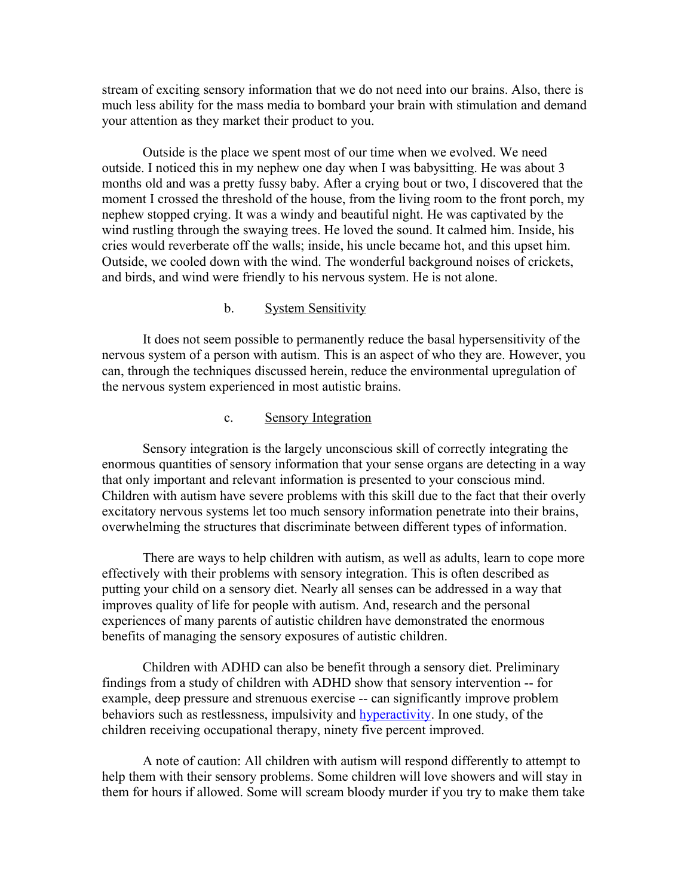stream of exciting sensory information that we do not need into our brains. Also, there is much less ability for the mass media to bombard your brain with stimulation and demand your attention as they market their product to you.

Outside is the place we spent most of our time when we evolved. We need outside. I noticed this in my nephew one day when I was babysitting. He was about 3 months old and was a pretty fussy baby. After a crying bout or two, I discovered that the moment I crossed the threshold of the house, from the living room to the front porch, my nephew stopped crying. It was a windy and beautiful night. He was captivated by the wind rustling through the swaying trees. He loved the sound. It calmed him. Inside, his cries would reverberate off the walls; inside, his uncle became hot, and this upset him. Outside, we cooled down with the wind. The wonderful background noises of crickets, and birds, and wind were friendly to his nervous system. He is not alone.

### b. System Sensitivity

It does not seem possible to permanently reduce the basal hypersensitivity of the nervous system of a person with autism. This is an aspect of who they are. However, you can, through the techniques discussed herein, reduce the environmental upregulation of the nervous system experienced in most autistic brains.

### c. Sensory Integration

Sensory integration is the largely unconscious skill of correctly integrating the enormous quantities of sensory information that your sense organs are detecting in a way that only important and relevant information is presented to your conscious mind. Children with autism have severe problems with this skill due to the fact that their overly excitatory nervous systems let too much sensory information penetrate into their brains, overwhelming the structures that discriminate between different types of information.

There are ways to help children with autism, as well as adults, learn to cope more effectively with their problems with sensory integration. This is often described as putting your child on a sensory diet. Nearly all senses can be addressed in a way that improves quality of life for people with autism. And, research and the personal experiences of many parents of autistic children have demonstrated the enormous benefits of managing the sensory exposures of autistic children.

Children with ADHD can also be benefit through a sensory diet. Preliminary findings from a study of children with ADHD show that sensory intervention -- for example, deep pressure and strenuous exercise -- can significantly improve problem behaviors such as restlessness, impulsivity and hyperactivity. In one study, of the children receiving occupational therapy, ninety five percent improved.

A note of caution: All children with autism will respond differently to attempt to help them with their sensory problems. Some children will love showers and will stay in them for hours if allowed. Some will scream bloody murder if you try to make them take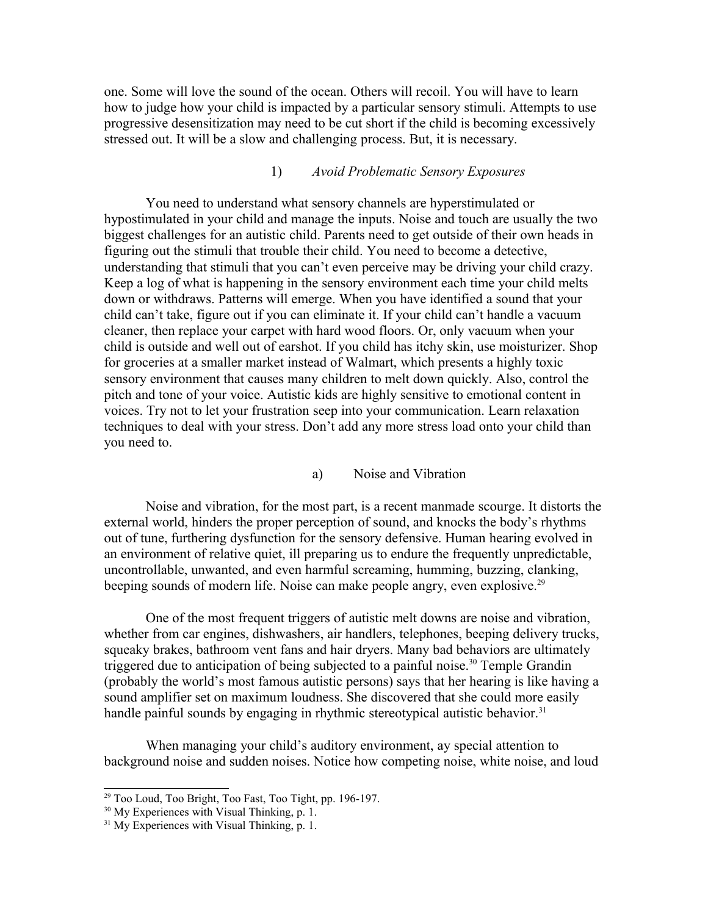one. Some will love the sound of the ocean. Others will recoil. You will have to learn how to judge how your child is impacted by a particular sensory stimuli. Attempts to use progressive desensitization may need to be cut short if the child is becoming excessively stressed out. It will be a slow and challenging process. But, it is necessary.

### 1) *Avoid Problematic Sensory Exposures*

You need to understand what sensory channels are hyperstimulated or hypostimulated in your child and manage the inputs. Noise and touch are usually the two biggest challenges for an autistic child. Parents need to get outside of their own heads in figuring out the stimuli that trouble their child. You need to become a detective, understanding that stimuli that you can't even perceive may be driving your child crazy. Keep a log of what is happening in the sensory environment each time your child melts down or withdraws. Patterns will emerge. When you have identified a sound that your child can't take, figure out if you can eliminate it. If your child can't handle a vacuum cleaner, then replace your carpet with hard wood floors. Or, only vacuum when your child is outside and well out of earshot. If you child has itchy skin, use moisturizer. Shop for groceries at a smaller market instead of Walmart, which presents a highly toxic sensory environment that causes many children to melt down quickly. Also, control the pitch and tone of your voice. Autistic kids are highly sensitive to emotional content in voices. Try not to let your frustration seep into your communication. Learn relaxation techniques to deal with your stress. Don't add any more stress load onto your child than you need to.

#### a) Noise and Vibration

Noise and vibration, for the most part, is a recent manmade scourge. It distorts the external world, hinders the proper perception of sound, and knocks the body's rhythms out of tune, furthering dysfunction for the sensory defensive. Human hearing evolved in an environment of relative quiet, ill preparing us to endure the frequently unpredictable, uncontrollable, unwanted, and even harmful screaming, humming, buzzing, clanking, beeping sounds of modern life. Noise can make people angry, even explosive.[29]

One of the most frequent triggers of autistic melt downs are noise and vibration, whether from car engines, dishwashers, air handlers, telephones, beeping delivery trucks, squeaky brakes, bathroom vent fans and hair dryers. Many bad behaviors are ultimately triggered due to anticipation of being subjected to a painful noise.[30] Temple Grandin (probably the world's most famous autistic persons) says that her hearing is like having a sound amplifier set on maximum loudness. She discovered that she could more easily handle painful sounds by engaging in rhythmic stereotypical autistic behavior.[31]

When managing your child's auditory environment, ay special attention to background noise and sudden noises. Notice how competing noise, white noise, and loud

---

[29] Too Loud, Too Bright, Too Fast, Too Tight, pp. 196-197.

[30] My Experiences with Visual Thinking, p. 1.

[31] My Experiences with Visual Thinking, p. 1.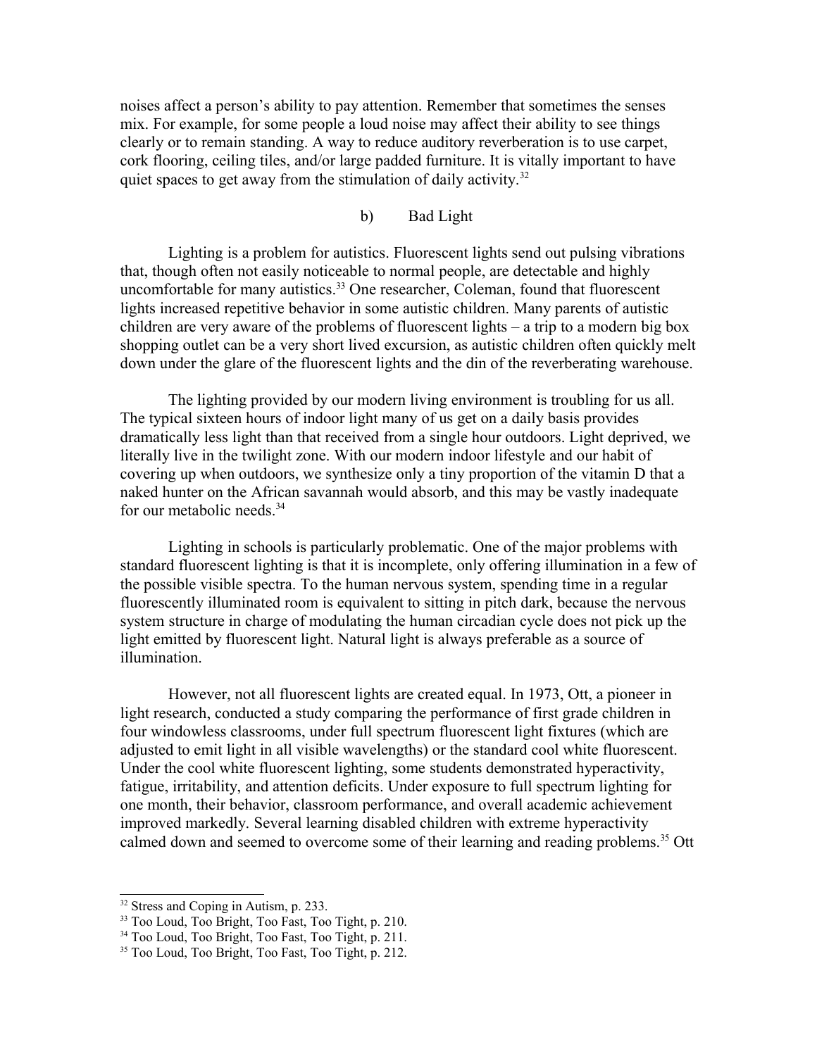noises affect a person's ability to pay attention. Remember that sometimes the senses mix. For example, for some people a loud noise may affect their ability to see things clearly or to remain standing. A way to reduce auditory reverberation is to use carpet, cork flooring, ceiling tiles, and/or large padded furniture. It is vitally important to have quiet spaces to get away from the stimulation of daily activity.[32]

### b) Bad Light

Lighting is a problem for autistics. Fluorescent lights send out pulsing vibrations that, though often not easily noticeable to normal people, are detectable and highly uncomfortable for many autistics.[33] One researcher, Coleman, found that fluorescent lights increased repetitive behavior in some autistic children. Many parents of autistic children are very aware of the problems of fluorescent lights – a trip to a modern big box shopping outlet can be a very short lived excursion, as autistic children often quickly melt down under the glare of the fluorescent lights and the din of the reverberating warehouse.

The lighting provided by our modern living environment is troubling for us all. The typical sixteen hours of indoor light many of us get on a daily basis provides dramatically less light than that received from a single hour outdoors. Light deprived, we literally live in the twilight zone. With our modern indoor lifestyle and our habit of covering up when outdoors, we synthesize only a tiny proportion of the vitamin D that a naked hunter on the African savannah would absorb, and this may be vastly inadequate for our metabolic needs.[34]

Lighting in schools is particularly problematic. One of the major problems with standard fluorescent lighting is that it is incomplete, only offering illumination in a few of the possible visible spectra. To the human nervous system, spending time in a regular fluorescently illuminated room is equivalent to sitting in pitch dark, because the nervous system structure in charge of modulating the human circadian cycle does not pick up the light emitted by fluorescent light. Natural light is always preferable as a source of illumination.

However, not all fluorescent lights are created equal. In 1973, Ott, a pioneer in light research, conducted a study comparing the performance of first grade children in four windowless classrooms, under full spectrum fluorescent light fixtures (which are adjusted to emit light in all visible wavelengths) or the standard cool white fluorescent. Under the cool white fluorescent lighting, some students demonstrated hyperactivity, fatigue, irritability, and attention deficits. Under exposure to full spectrum lighting for one month, their behavior, classroom performance, and overall academic achievement improved markedly. Several learning disabled children with extreme hyperactivity calmed down and seemed to overcome some of their learning and reading problems.[35] Ott

---

[32] Stress and Coping in Autism, p. 233.

[33] Too Loud, Too Bright, Too Fast, Too Tight, p. 210.

[34] Too Loud, Too Bright, Too Fast, Too Tight, p. 211.

[35] Too Loud, Too Bright, Too Fast, Too Tight, p. 212.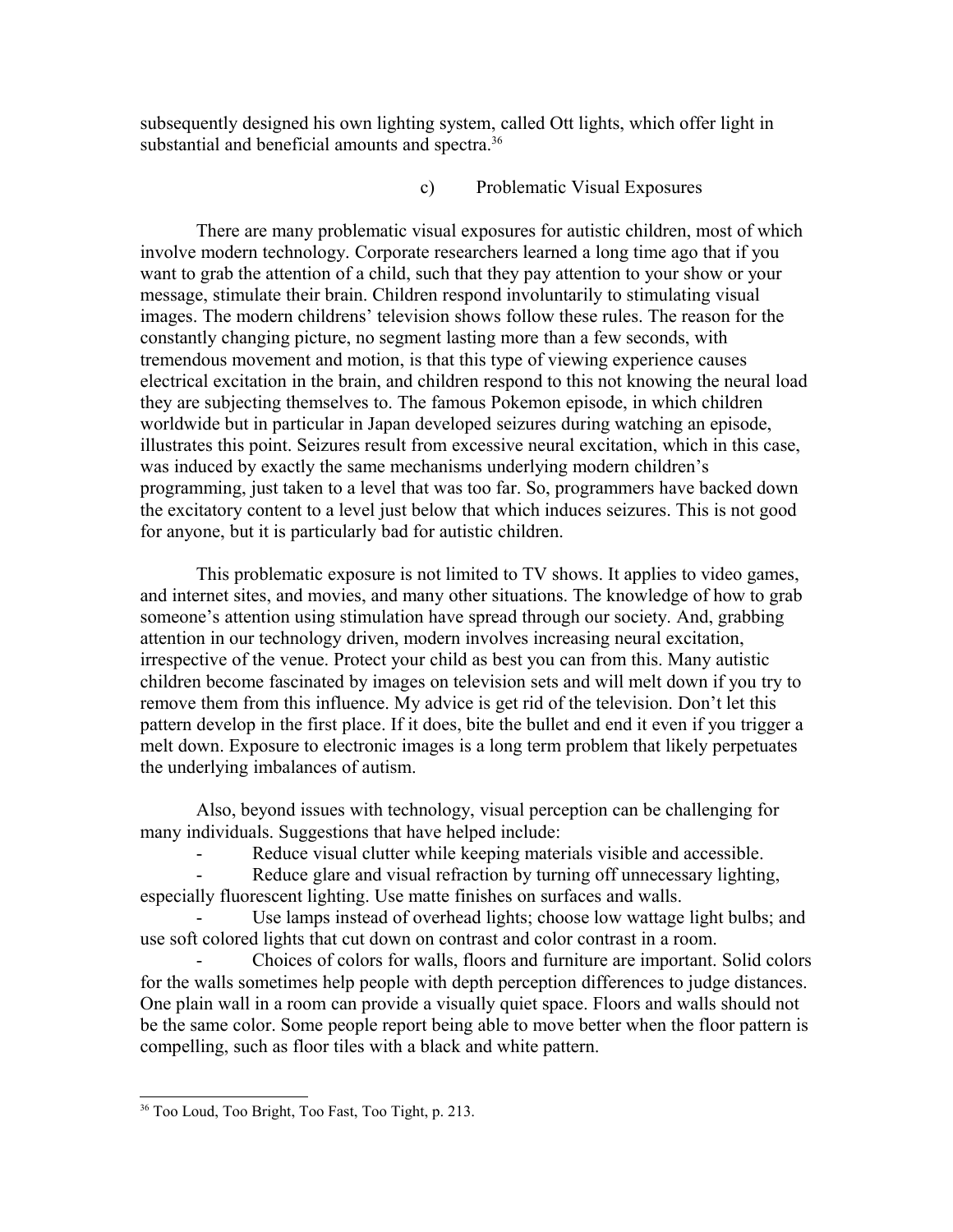subsequently designed his own lighting system, called Ott lights, which offer light in substantial and beneficial amounts and spectra.[36]

### c) Problematic Visual Exposures

There are many problematic visual exposures for autistic children, most of which involve modern technology. Corporate researchers learned a long time ago that if you want to grab the attention of a child, such that they pay attention to your show or your message, stimulate their brain. Children respond involuntarily to stimulating visual images. The modern childrens' television shows follow these rules. The reason for the constantly changing picture, no segment lasting more than a few seconds, with tremendous movement and motion, is that this type of viewing experience causes electrical excitation in the brain, and children respond to this not knowing the neural load they are subjecting themselves to. The famous Pokemon episode, in which children worldwide but in particular in Japan developed seizures during watching an episode, illustrates this point. Seizures result from excessive neural excitation, which in this case, was induced by exactly the same mechanisms underlying modern children's programming, just taken to a level that was too far. So, programmers have backed down the excitatory content to a level just below that which induces seizures. This is not good for anyone, but it is particularly bad for autistic children.

This problematic exposure is not limited to TV shows. It applies to video games, and internet sites, and movies, and many other situations. The knowledge of how to grab someone's attention using stimulation have spread through our society. And, grabbing attention in our technology driven, modern involves increasing neural excitation, irrespective of the venue. Protect your child as best you can from this. Many autistic children become fascinated by images on television sets and will melt down if you try to remove them from this influence. My advice is get rid of the television. Don't let this pattern develop in the first place. If it does, bite the bullet and end it even if you trigger a melt down. Exposure to electronic images is a long term problem that likely perpetuates the underlying imbalances of autism.

Also, beyond issues with technology, visual perception can be challenging for many individuals. Suggestions that have helped include:

- Reduce visual clutter while keeping materials visible and accessible.
- Reduce glare and visual refraction by turning off unnecessary lighting, especially fluorescent lighting. Use matte finishes on surfaces and walls.
- Use lamps instead of overhead lights; choose low wattage light bulbs; and use soft colored lights that cut down on contrast and color contrast in a room.
- Choices of colors for walls, floors and furniture are important. Solid colors for the walls sometimes help people with depth perception differences to judge distances. One plain wall in a room can provide a visually quiet space. Floors and walls should not be the same color. Some people report being able to move better when the floor pattern is compelling, such as floor tiles with a black and white pattern.

[36] Too Loud, Too Bright, Too Fast, Too Tight, p. 213.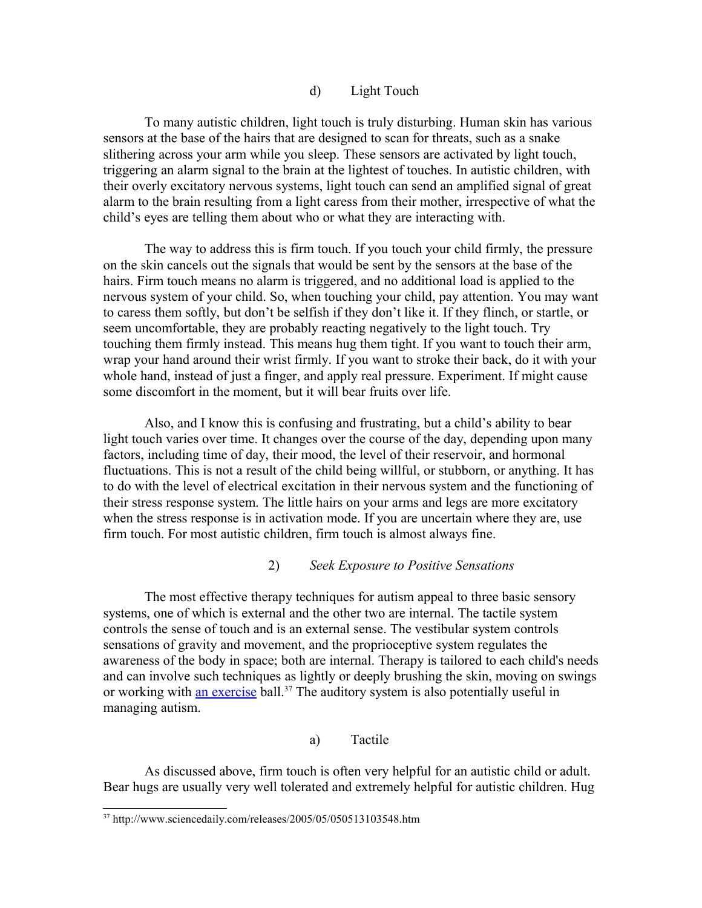#### d) Light Touch

To many autistic children, light touch is truly disturbing. Human skin has various sensors at the base of the hairs that are designed to scan for threats, such as a snake slithering across your arm while you sleep. These sensors are activated by light touch, triggering an alarm signal to the brain at the lightest of touches. In autistic children, with their overly excitatory nervous systems, light touch can send an amplified signal of great alarm to the brain resulting from a light caress from their mother, irrespective of what the child's eyes are telling them about who or what they are interacting with.

The way to address this is firm touch. If you touch your child firmly, the pressure on the skin cancels out the signals that would be sent by the sensors at the base of the hairs. Firm touch means no alarm is triggered, and no additional load is applied to the nervous system of your child. So, when touching your child, pay attention. You may want to caress them softly, but don't be selfish if they don't like it. If they flinch, or startle, or seem uncomfortable, they are probably reacting negatively to the light touch. Try touching them firmly instead. This means hug them tight. If you want to touch their arm, wrap your hand around their wrist firmly. If you want to stroke their back, do it with your whole hand, instead of just a finger, and apply real pressure. Experiment. If might cause some discomfort in the moment, but it will bear fruits over life.

Also, and I know this is confusing and frustrating, but a child's ability to bear light touch varies over time. It changes over the course of the day, depending upon many factors, including time of day, their mood, the level of their reservoir, and hormonal fluctuations. This is not a result of the child being willful, or stubborn, or anything. It has to do with the level of electrical excitation in their nervous system and the functioning of their stress response system. The little hairs on your arms and legs are more excitatory when the stress response is in activation mode. If you are uncertain where they are, use firm touch. For most autistic children, firm touch is almost always fine.

### 2) *Seek Exposure to Positive Sensations*

The most effective therapy techniques for autism appeal to three basic sensory systems, one of which is external and the other two are internal. The tactile system controls the sense of touch and is an external sense. The vestibular system controls sensations of gravity and movement, and the proprioceptive system regulates the awareness of the body in space; both are internal. Therapy is tailored to each child's needs and can involve such techniques as lightly or deeply brushing the skin, moving on swings or working with an exercise ball.[37] The auditory system is also potentially useful in managing autism.

#### a) Tactile

As discussed above, firm touch is often very helpful for an autistic child or adult. Bear hugs are usually very well tolerated and extremely helpful for autistic children. Hug

[37] http://www.sciencedaily.com/releases/2005/05/050513103548.htm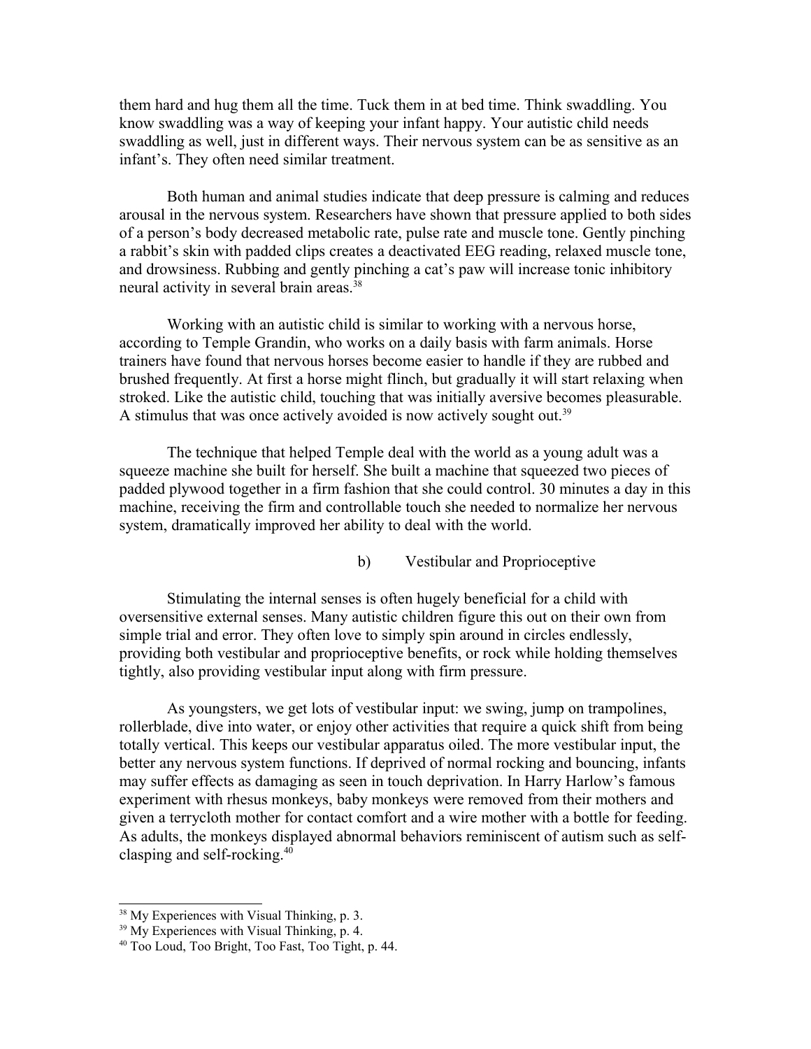them hard and hug them all the time. Tuck them in at bed time. Think swaddling. You know swaddling was a way of keeping your infant happy. Your autistic child needs swaddling as well, just in different ways. Their nervous system can be as sensitive as an infant's. They often need similar treatment.

Both human and animal studies indicate that deep pressure is calming and reduces arousal in the nervous system. Researchers have shown that pressure applied to both sides of a person's body decreased metabolic rate, pulse rate and muscle tone. Gently pinching a rabbit's skin with padded clips creates a deactivated EEG reading, relaxed muscle tone, and drowsiness. Rubbing and gently pinching a cat's paw will increase tonic inhibitory neural activity in several brain areas.[38]

Working with an autistic child is similar to working with a nervous horse, according to Temple Grandin, who works on a daily basis with farm animals. Horse trainers have found that nervous horses become easier to handle if they are rubbed and brushed frequently. At first a horse might flinch, but gradually it will start relaxing when stroked. Like the autistic child, touching that was initially aversive becomes pleasurable. A stimulus that was once actively avoided is now actively sought out.[39]

The technique that helped Temple deal with the world as a young adult was a squeeze machine she built for herself. She built a machine that squeezed two pieces of padded plywood together in a firm fashion that she could control. 30 minutes a day in this machine, receiving the firm and controllable touch she needed to normalize her nervous system, dramatically improved her ability to deal with the world.

### b) Vestibular and Proprioceptive

Stimulating the internal senses is often hugely beneficial for a child with oversensitive external senses. Many autistic children figure this out on their own from simple trial and error. They often love to simply spin around in circles endlessly, providing both vestibular and proprioceptive benefits, or rock while holding themselves tightly, also providing vestibular input along with firm pressure.

As youngsters, we get lots of vestibular input: we swing, jump on trampolines, rollerblade, dive into water, or enjoy other activities that require a quick shift from being totally vertical. This keeps our vestibular apparatus oiled. The more vestibular input, the better any nervous system functions. If deprived of normal rocking and bouncing, infants may suffer effects as damaging as seen in touch deprivation. In Harry Harlow's famous experiment with rhesus monkeys, baby monkeys were removed from their mothers and given a terrycloth mother for contact comfort and a wire mother with a bottle for feeding. As adults, the monkeys displayed abnormal behaviors reminiscent of autism such as self-clasping and self-rocking.[40]

---

[38] My Experiences with Visual Thinking, p. 3.

[39] My Experiences with Visual Thinking, p. 4.

[40] Too Loud, Too Bright, Too Fast, Too Tight, p. 44.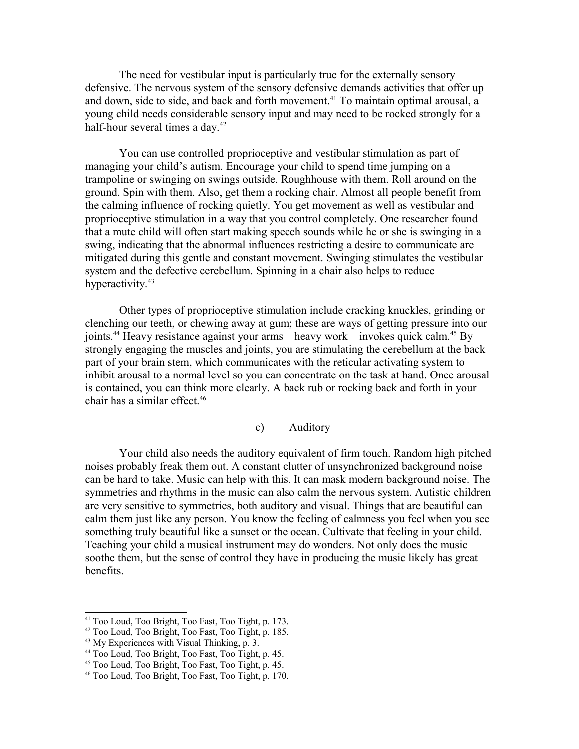The need for vestibular input is particularly true for the externally sensory defensive. The nervous system of the sensory defensive demands activities that offer up and down, side to side, and back and forth movement.[41] To maintain optimal arousal, a young child needs considerable sensory input and may need to be rocked strongly for a half-hour several times a day.[42]

You can use controlled proprioceptive and vestibular stimulation as part of managing your child's autism. Encourage your child to spend time jumping on a trampoline or swinging on swings outside. Roughhouse with them. Roll around on the ground. Spin with them. Also, get them a rocking chair. Almost all people benefit from the calming influence of rocking quietly. You get movement as well as vestibular and proprioceptive stimulation in a way that you control completely. One researcher found that a mute child will often start making speech sounds while he or she is swinging in a swing, indicating that the abnormal influences restricting a desire to communicate are mitigated during this gentle and constant movement. Swinging stimulates the vestibular system and the defective cerebellum. Spinning in a chair also helps to reduce hyperactivity.[43]

Other types of proprioceptive stimulation include cracking knuckles, grinding or clenching our teeth, or chewing away at gum; these are ways of getting pressure into our joints.[44] Heavy resistance against your arms – heavy work – invokes quick calm.[45] By strongly engaging the muscles and joints, you are stimulating the cerebellum at the back part of your brain stem, which communicates with the reticular activating system to inhibit arousal to a normal level so you can concentrate on the task at hand. Once arousal is contained, you can think more clearly. A back rub or rocking back and forth in your chair has a similar effect.[46]

### c) Auditory

Your child also needs the auditory equivalent of firm touch. Random high pitched noises probably freak them out. A constant clutter of unsynchronized background noise can be hard to take. Music can help with this. It can mask modern background noise. The symmetries and rhythms in the music can also calm the nervous system. Autistic children are very sensitive to symmetries, both auditory and visual. Things that are beautiful can calm them just like any person. You know the feeling of calmness you feel when you see something truly beautiful like a sunset or the ocean. Cultivate that feeling in your child. Teaching your child a musical instrument may do wonders. Not only does the music soothe them, but the sense of control they have in producing the music likely has great benefits.

---

[41] Too Loud, Too Bright, Too Fast, Too Tight, p. 173.
[42] Too Loud, Too Bright, Too Fast, Too Tight, p. 185.
[43] My Experiences with Visual Thinking, p. 3.
[44] Too Loud, Too Bright, Too Fast, Too Tight, p. 45.
[45] Too Loud, Too Bright, Too Fast, Too Tight, p. 45.
[46] Too Loud, Too Bright, Too Fast, Too Tight, p. 170.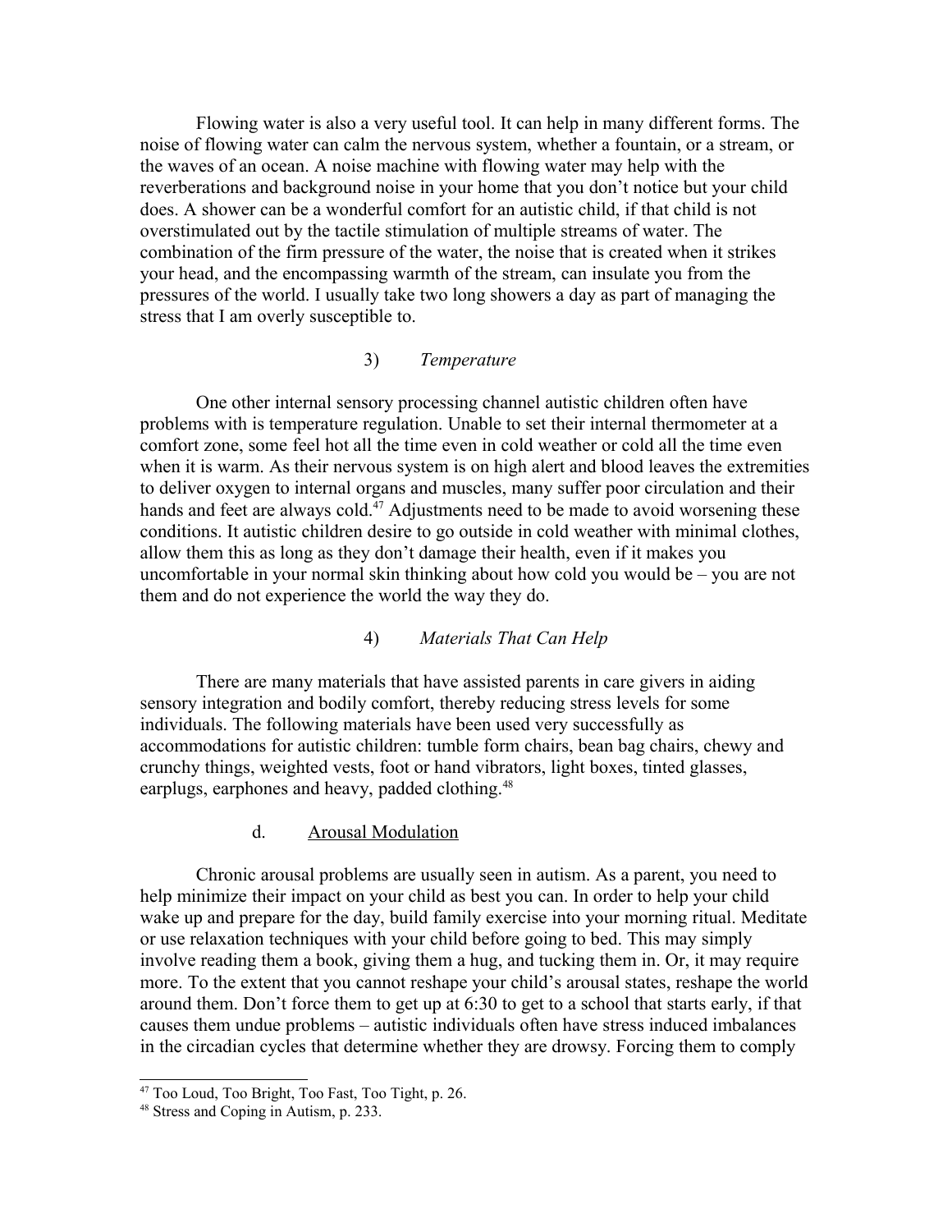Flowing water is also a very useful tool. It can help in many different forms. The noise of flowing water can calm the nervous system, whether a fountain, or a stream, or the waves of an ocean. A noise machine with flowing water may help with the reverberations and background noise in your home that you don't notice but your child does. A shower can be a wonderful comfort for an autistic child, if that child is not overstimulated out by the tactile stimulation of multiple streams of water. The combination of the firm pressure of the water, the noise that is created when it strikes your head, and the encompassing warmth of the stream, can insulate you from the pressures of the world. I usually take two long showers a day as part of managing the stress that I am overly susceptible to.

#### 3) *Temperature*

One other internal sensory processing channel autistic children often have problems with is temperature regulation. Unable to set their internal thermometer at a comfort zone, some feel hot all the time even in cold weather or cold all the time even when it is warm. As their nervous system is on high alert and blood leaves the extremities to deliver oxygen to internal organs and muscles, many suffer poor circulation and their hands and feet are always cold.[47] Adjustments need to be made to avoid worsening these conditions. It autistic children desire to go outside in cold weather with minimal clothes, allow them this as long as they don't damage their health, even if it makes you uncomfortable in your normal skin thinking about how cold you would be – you are not them and do not experience the world the way they do.

#### 4) *Materials That Can Help*

There are many materials that have assisted parents in care givers in aiding sensory integration and bodily comfort, thereby reducing stress levels for some individuals. The following materials have been used very successfully as accommodations for autistic children: tumble form chairs, bean bag chairs, chewy and crunchy things, weighted vests, foot or hand vibrators, light boxes, tinted glasses, earplugs, earphones and heavy, padded clothing.[48]

### d. Arousal Modulation

Chronic arousal problems are usually seen in autism. As a parent, you need to help minimize their impact on your child as best you can. In order to help your child wake up and prepare for the day, build family exercise into your morning ritual. Meditate or use relaxation techniques with your child before going to bed. This may simply involve reading them a book, giving them a hug, and tucking them in. Or, it may require more. To the extent that you cannot reshape your child's arousal states, reshape the world around them. Don't force them to get up at 6:30 to get to a school that starts early, if that causes them undue problems – autistic individuals often have stress induced imbalances in the circadian cycles that determine whether they are drowsy. Forcing them to comply

---

[47] Too Loud, Too Bright, Too Fast, Too Tight, p. 26.

[48] Stress and Coping in Autism, p. 233.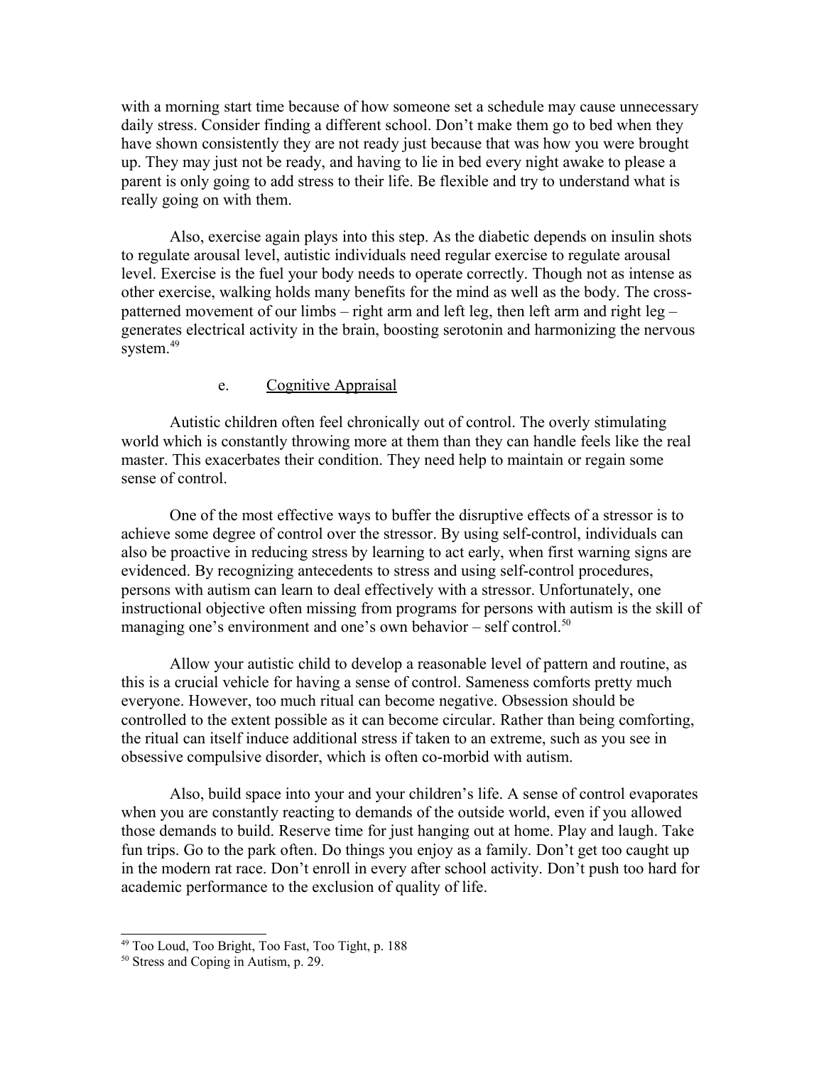with a morning start time because of how someone set a schedule may cause unnecessary daily stress. Consider finding a different school. Don't make them go to bed when they have shown consistently they are not ready just because that was how you were brought up. They may just not be ready, and having to lie in bed every night awake to please a parent is only going to add stress to their life. Be flexible and try to understand what is really going on with them.

Also, exercise again plays into this step. As the diabetic depends on insulin shots to regulate arousal level, autistic individuals need regular exercise to regulate arousal level. Exercise is the fuel your body needs to operate correctly. Though not as intense as other exercise, walking holds many benefits for the mind as well as the body. The cross-patterned movement of our limbs – right arm and left leg, then left arm and right leg – generates electrical activity in the brain, boosting serotonin and harmonizing the nervous system.[49]

e. Cognitive Appraisal

Autistic children often feel chronically out of control. The overly stimulating world which is constantly throwing more at them than they can handle feels like the real master. This exacerbates their condition. They need help to maintain or regain some sense of control.

One of the most effective ways to buffer the disruptive effects of a stressor is to achieve some degree of control over the stressor. By using self-control, individuals can also be proactive in reducing stress by learning to act early, when first warning signs are evidenced. By recognizing antecedents to stress and using self-control procedures, persons with autism can learn to deal effectively with a stressor. Unfortunately, one instructional objective often missing from programs for persons with autism is the skill of managing one's environment and one's own behavior – self control.[50]

Allow your autistic child to develop a reasonable level of pattern and routine, as this is a crucial vehicle for having a sense of control. Sameness comforts pretty much everyone. However, too much ritual can become negative. Obsession should be controlled to the extent possible as it can become circular. Rather than being comforting, the ritual can itself induce additional stress if taken to an extreme, such as you see in obsessive compulsive disorder, which is often co-morbid with autism.

Also, build space into your and your children's life. A sense of control evaporates when you are constantly reacting to demands of the outside world, even if you allowed those demands to build. Reserve time for just hanging out at home. Play and laugh. Take fun trips. Go to the park often. Do things you enjoy as a family. Don't get too caught up in the modern rat race. Don't enroll in every after school activity. Don't push too hard for academic performance to the exclusion of quality of life.

---

[49] Too Loud, Too Bright, Too Fast, Too Tight, p. 188

[50] Stress and Coping in Autism, p. 29.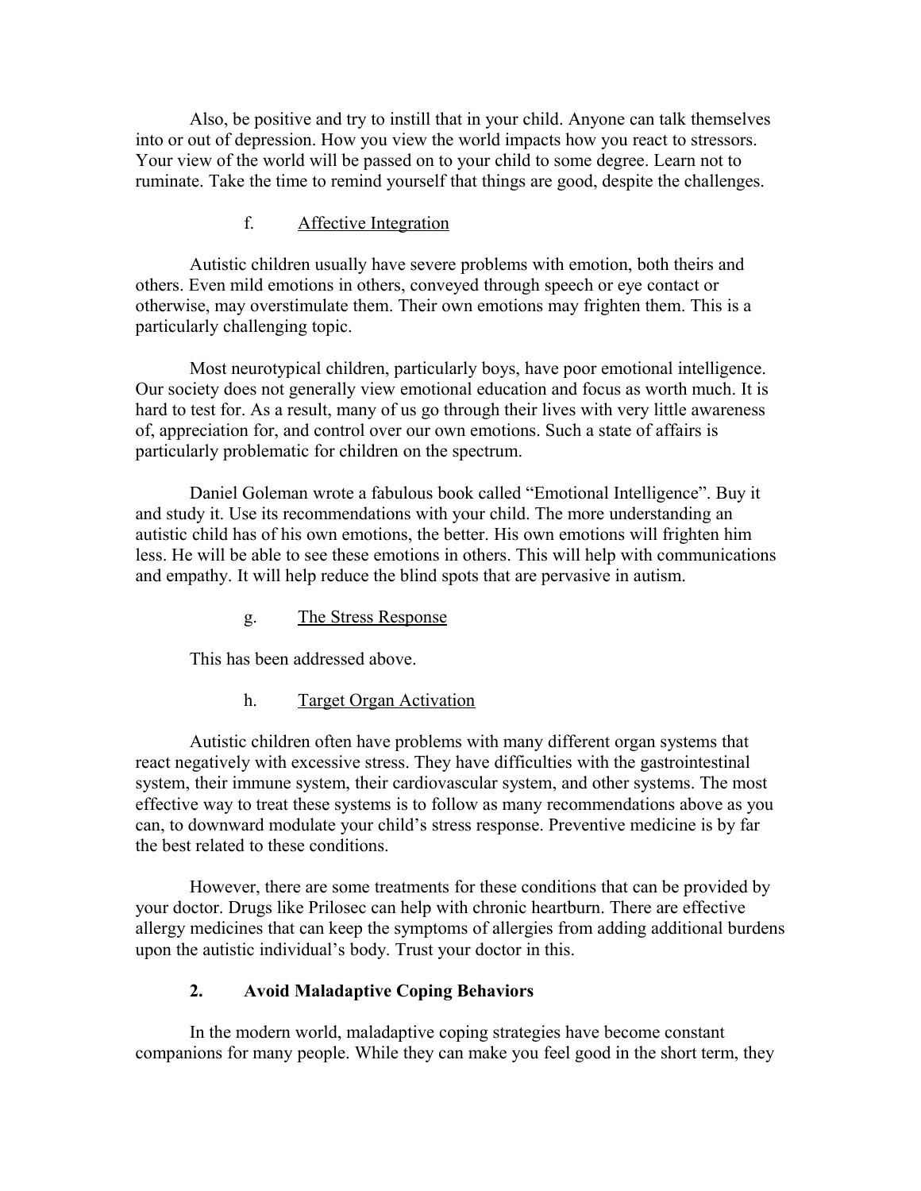Also, be positive and try to instill that in your child. Anyone can talk themselves into or out of depression. How you view the world impacts how you react to stressors. Your view of the world will be passed on to your child to some degree. Learn not to ruminate. Take the time to remind yourself that things are good, despite the challenges.

f. Affective Integration

Autistic children usually have severe problems with emotion, both theirs and others. Even mild emotions in others, conveyed through speech or eye contact or otherwise, may overstimulate them. Their own emotions may frighten them. This is a particularly challenging topic.

Most neurotypical children, particularly boys, have poor emotional intelligence. Our society does not generally view emotional education and focus as worth much. It is hard to test for. As a result, many of us go through their lives with very little awareness of, appreciation for, and control over our own emotions. Such a state of affairs is particularly problematic for children on the spectrum.

Daniel Goleman wrote a fabulous book called "Emotional Intelligence". Buy it and study it. Use its recommendations with your child. The more understanding an autistic child has of his own emotions, the better. His own emotions will frighten him less. He will be able to see these emotions in others. This will help with communications and empathy. It will help reduce the blind spots that are pervasive in autism.

g. The Stress Response

This has been addressed above.

h. Target Organ Activation

Autistic children often have problems with many different organ systems that react negatively with excessive stress. They have difficulties with the gastrointestinal system, their immune system, their cardiovascular system, and other systems. The most effective way to treat these systems is to follow as many recommendations above as you can, to downward modulate your child's stress response. Preventive medicine is by far the best related to these conditions.

However, there are some treatments for these conditions that can be provided by your doctor. Drugs like Prilosec can help with chronic heartburn. There are effective allergy medicines that can keep the symptoms of allergies from adding additional burdens upon the autistic individual's body. Trust your doctor in this.

**2. Avoid Maladaptive Coping Behaviors**

In the modern world, maladaptive coping strategies have become constant companions for many people. While they can make you feel good in the short term, they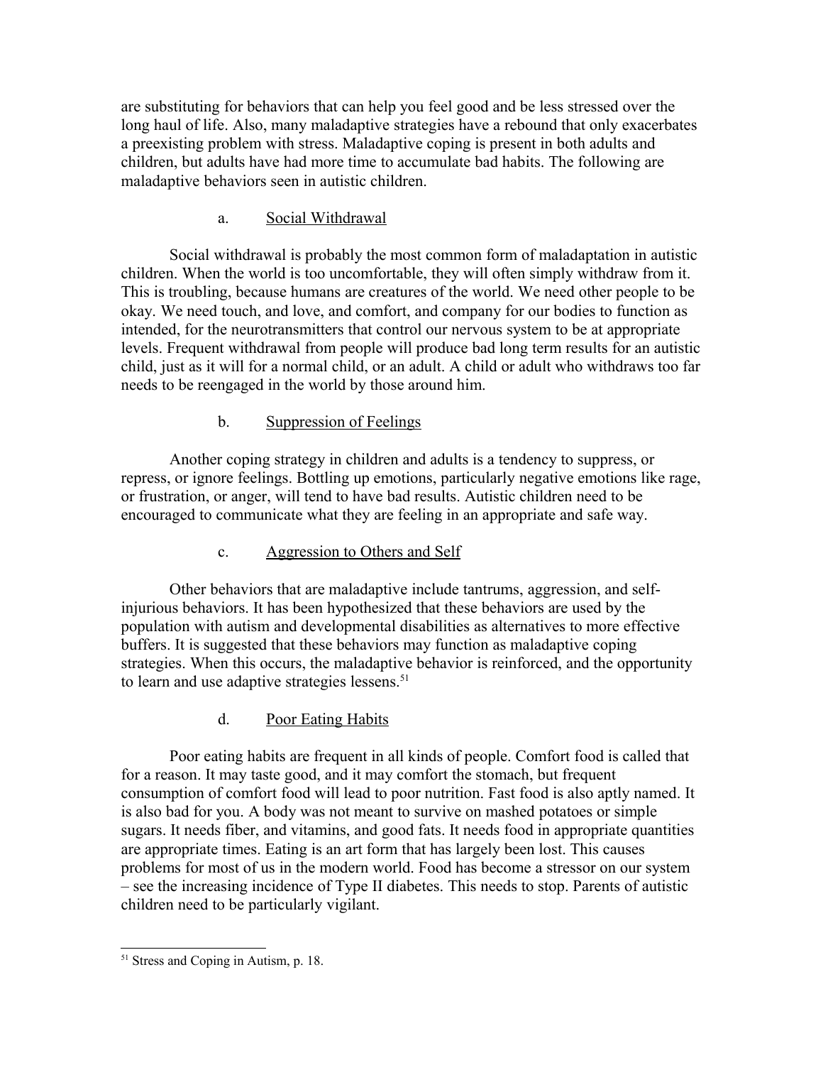are substituting for behaviors that can help you feel good and be less stressed over the long haul of life. Also, many maladaptive strategies have a rebound that only exacerbates a preexisting problem with stress. Maladaptive coping is present in both adults and children, but adults have had more time to accumulate bad habits. The following are maladaptive behaviors seen in autistic children.

a. Social Withdrawal

Social withdrawal is probably the most common form of maladaptation in autistic children. When the world is too uncomfortable, they will often simply withdraw from it. This is troubling, because humans are creatures of the world. We need other people to be okay. We need touch, and love, and comfort, and company for our bodies to function as intended, for the neurotransmitters that control our nervous system to be at appropriate levels. Frequent withdrawal from people will produce bad long term results for an autistic child, just as it will for a normal child, or an adult. A child or adult who withdraws too far needs to be reengaged in the world by those around him.

b. Suppression of Feelings

Another coping strategy in children and adults is a tendency to suppress, or repress, or ignore feelings. Bottling up emotions, particularly negative emotions like rage, or frustration, or anger, will tend to have bad results. Autistic children need to be encouraged to communicate what they are feeling in an appropriate and safe way.

c. Aggression to Others and Self

Other behaviors that are maladaptive include tantrums, aggression, and self-injurious behaviors. It has been hypothesized that these behaviors are used by the population with autism and developmental disabilities as alternatives to more effective buffers. It is suggested that these behaviors may function as maladaptive coping strategies. When this occurs, the maladaptive behavior is reinforced, and the opportunity to learn and use adaptive strategies lessens.[51]

d. Poor Eating Habits

Poor eating habits are frequent in all kinds of people. Comfort food is called that for a reason. It may taste good, and it may comfort the stomach, but frequent consumption of comfort food will lead to poor nutrition. Fast food is also aptly named. It is also bad for you. A body was not meant to survive on mashed potatoes or simple sugars. It needs fiber, and vitamins, and good fats. It needs food in appropriate quantities are appropriate times. Eating is an art form that has largely been lost. This causes problems for most of us in the modern world. Food has become a stressor on our system – see the increasing incidence of Type II diabetes. This needs to stop. Parents of autistic children need to be particularly vigilant.

[51] Stress and Coping in Autism, p. 18.